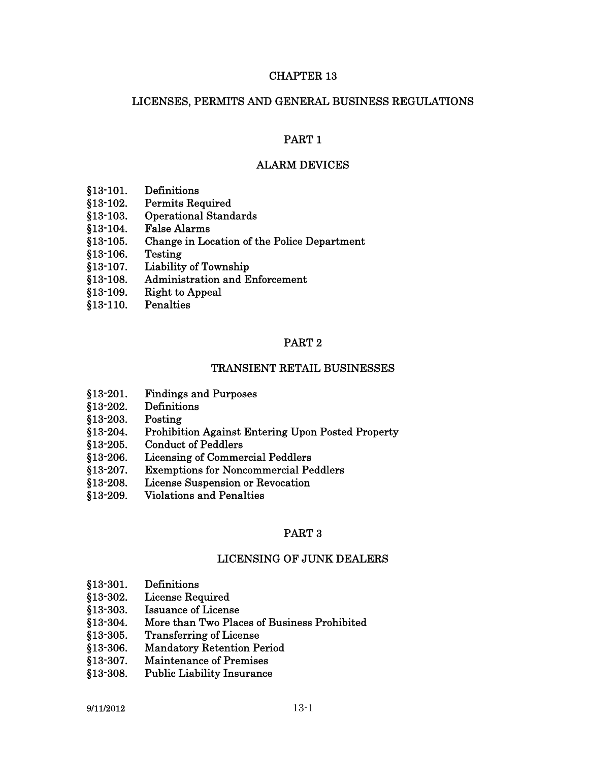# CHAPTER 13

# LICENSES, PERMITS AND GENERAL BUSINESS REGULATIONS

## PART 1

## ALARM DEVICES

§13-101. Definitions
§13-102. Permits Required
§13-103. Operational Standards
§13-104. False Alarms
§13-105. Change in Location of the Police Department
§13-106. Testing
§13-107. Liability of Township
§13-108. Administration and Enforcement
§13-109. Right to Appeal
§13-110. Penalties

## PART 2

## TRANSIENT RETAIL BUSINESSES

§13-201. Findings and Purposes
§13-202. Definitions
§13-203. Posting
§13-204. Prohibition Against Entering Upon Posted Property
§13-205. Conduct of Peddlers
§13-206. Licensing of Commercial Peddlers
§13-207. Exemptions for Noncommercial Peddlers
§13-208. License Suspension or Revocation
§13-209. Violations and Penalties

## PART 3

## LICENSING OF JUNK DEALERS

§13-301. Definitions
§13-302. License Required
§13-303. Issuance of License
§13-304. More than Two Places of Business Prohibited
§13-305. Transferring of License
§13-306. Mandatory Retention Period
§13-307. Maintenance of Premises
§13-308. Public Liability Insurance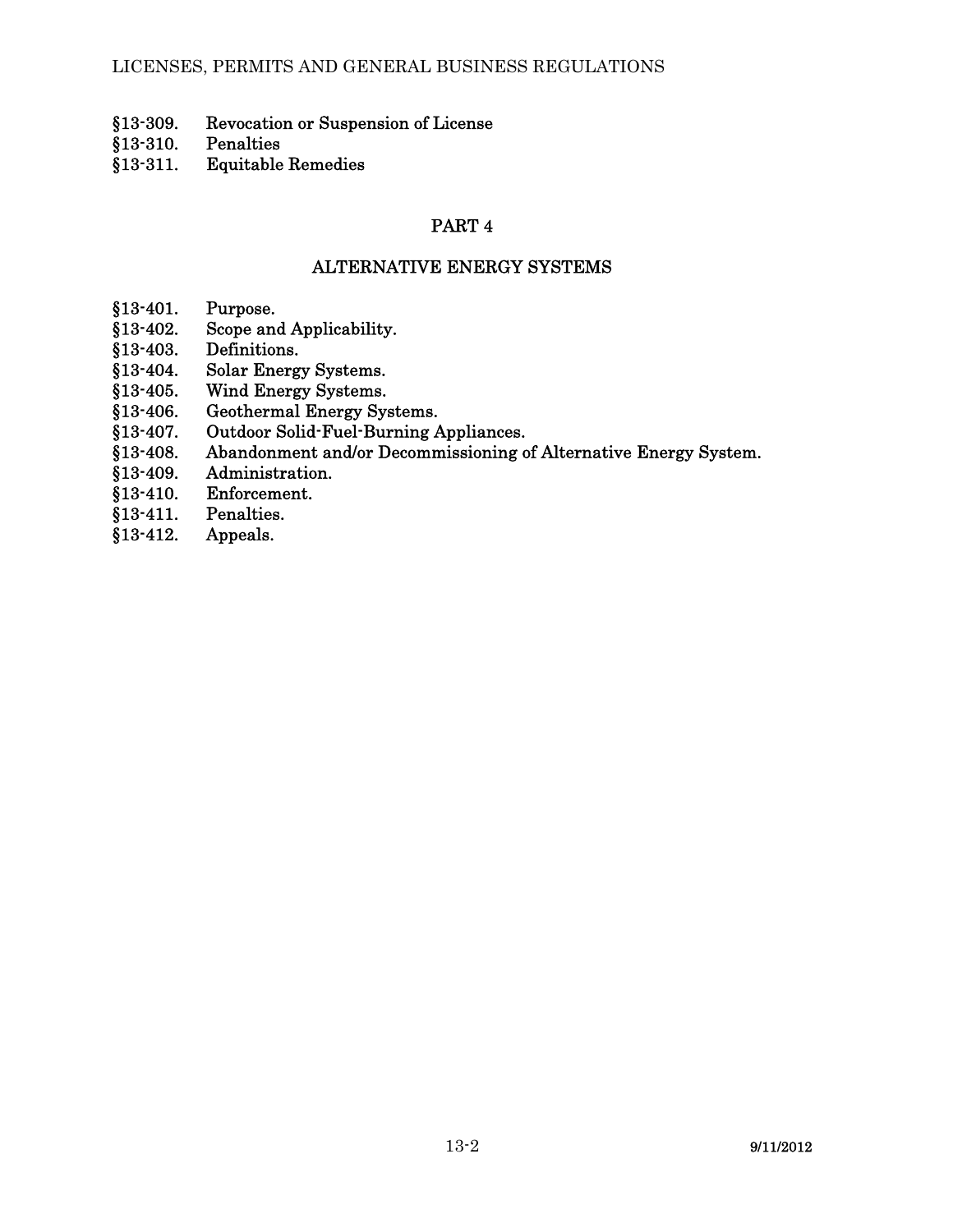§13-309. Revocation or Suspension of License
§13-310. Penalties
§13-311. Equitable Remedies

## PART 4

## ALTERNATIVE ENERGY SYSTEMS

§13-401. Purpose.
§13-402. Scope and Applicability.
§13-403. Definitions.
§13-404. Solar Energy Systems.
§13-405. Wind Energy Systems.
§13-406. Geothermal Energy Systems.
§13-407. Outdoor Solid-Fuel-Burning Appliances.
§13-408. Abandonment and/or Decommissioning of Alternative Energy System.
§13-409. Administration.
§13-410. Enforcement.
§13-411. Penalties.
§13-412. Appeals.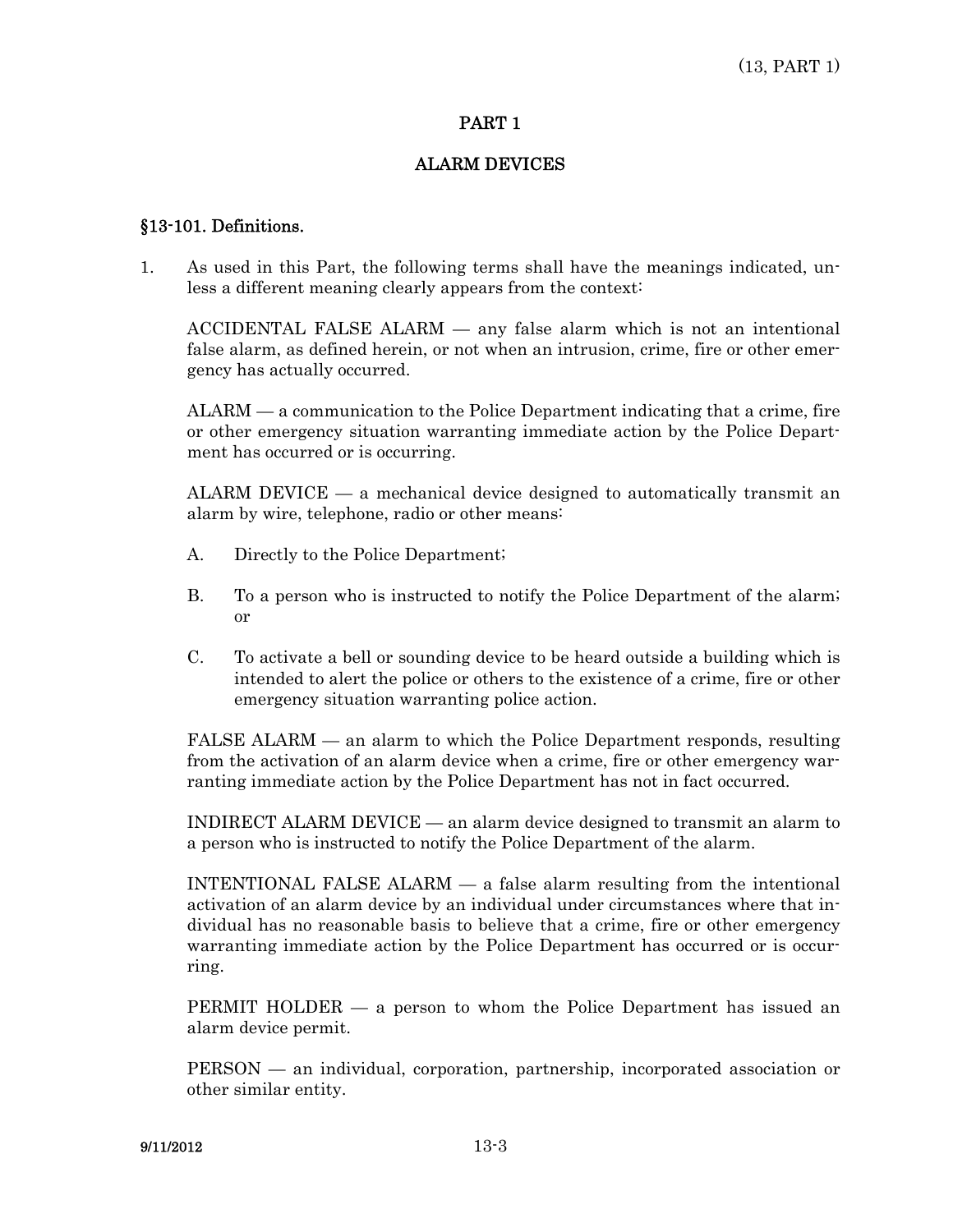# PART 1

## ALARM DEVICES

### §13-101. Definitions.

1. As used in this Part, the following terms shall have the meanings indicated, unless a different meaning clearly appears from the context:

   ACCIDENTAL FALSE ALARM — any false alarm which is not an intentional false alarm, as defined herein, or not when an intrusion, crime, fire or other emergency has actually occurred.

   ALARM — a communication to the Police Department indicating that a crime, fire or other emergency situation warranting immediate action by the Police Department has occurred or is occurring.

   ALARM DEVICE — a mechanical device designed to automatically transmit an alarm by wire, telephone, radio or other means:

   A. Directly to the Police Department;

   B. To a person who is instructed to notify the Police Department of the alarm; or

   C. To activate a bell or sounding device to be heard outside a building which is intended to alert the police or others to the existence of a crime, fire or other emergency situation warranting police action.

   FALSE ALARM — an alarm to which the Police Department responds, resulting from the activation of an alarm device when a crime, fire or other emergency warranting immediate action by the Police Department has not in fact occurred.

   INDIRECT ALARM DEVICE — an alarm device designed to transmit an alarm to a person who is instructed to notify the Police Department of the alarm.

   INTENTIONAL FALSE ALARM — a false alarm resulting from the intentional activation of an alarm device by an individual under circumstances where that individual has no reasonable basis to believe that a crime, fire or other emergency warranting immediate action by the Police Department has occurred or is occurring.

   PERMIT HOLDER — a person to whom the Police Department has issued an alarm device permit.

   PERSON — an individual, corporation, partnership, incorporated association or other similar entity.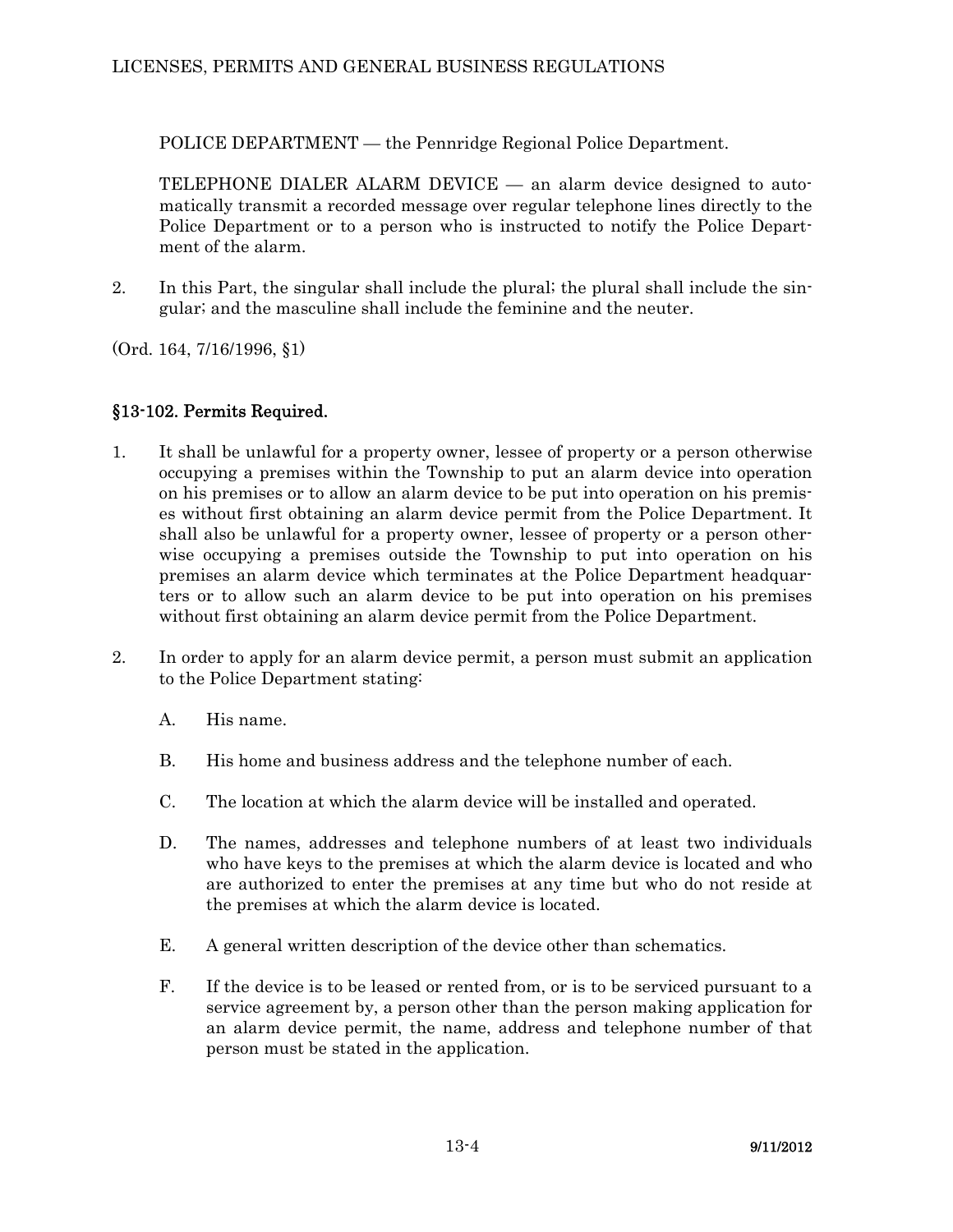POLICE DEPARTMENT — the Pennridge Regional Police Department.

TELEPHONE DIALER ALARM DEVICE — an alarm device designed to automatically transmit a recorded message over regular telephone lines directly to the Police Department or to a person who is instructed to notify the Police Department of the alarm.

2. In this Part, the singular shall include the plural; the plural shall include the singular; and the masculine shall include the feminine and the neuter.

(Ord. 164, 7/16/1996, §1)

## §13-102. Permits Required.

1. It shall be unlawful for a property owner, lessee of property or a person otherwise occupying a premises within the Township to put an alarm device into operation on his premises or to allow an alarm device to be put into operation on his premises without first obtaining an alarm device permit from the Police Department. It shall also be unlawful for a property owner, lessee of property or a person otherwise occupying a premises outside the Township to put into operation on his premises an alarm device which terminates at the Police Department headquarters or to allow such an alarm device to be put into operation on his premises without first obtaining an alarm device permit from the Police Department.

2. In order to apply for an alarm device permit, a person must submit an application to the Police Department stating:

   A. His name.

   B. His home and business address and the telephone number of each.

   C. The location at which the alarm device will be installed and operated.

   D. The names, addresses and telephone numbers of at least two individuals who have keys to the premises at which the alarm device is located and who are authorized to enter the premises at any time but who do not reside at the premises at which the alarm device is located.

   E. A general written description of the device other than schematics.

   F. If the device is to be leased or rented from, or is to be serviced pursuant to a service agreement by, a person other than the person making application for an alarm device permit, the name, address and telephone number of that person must be stated in the application.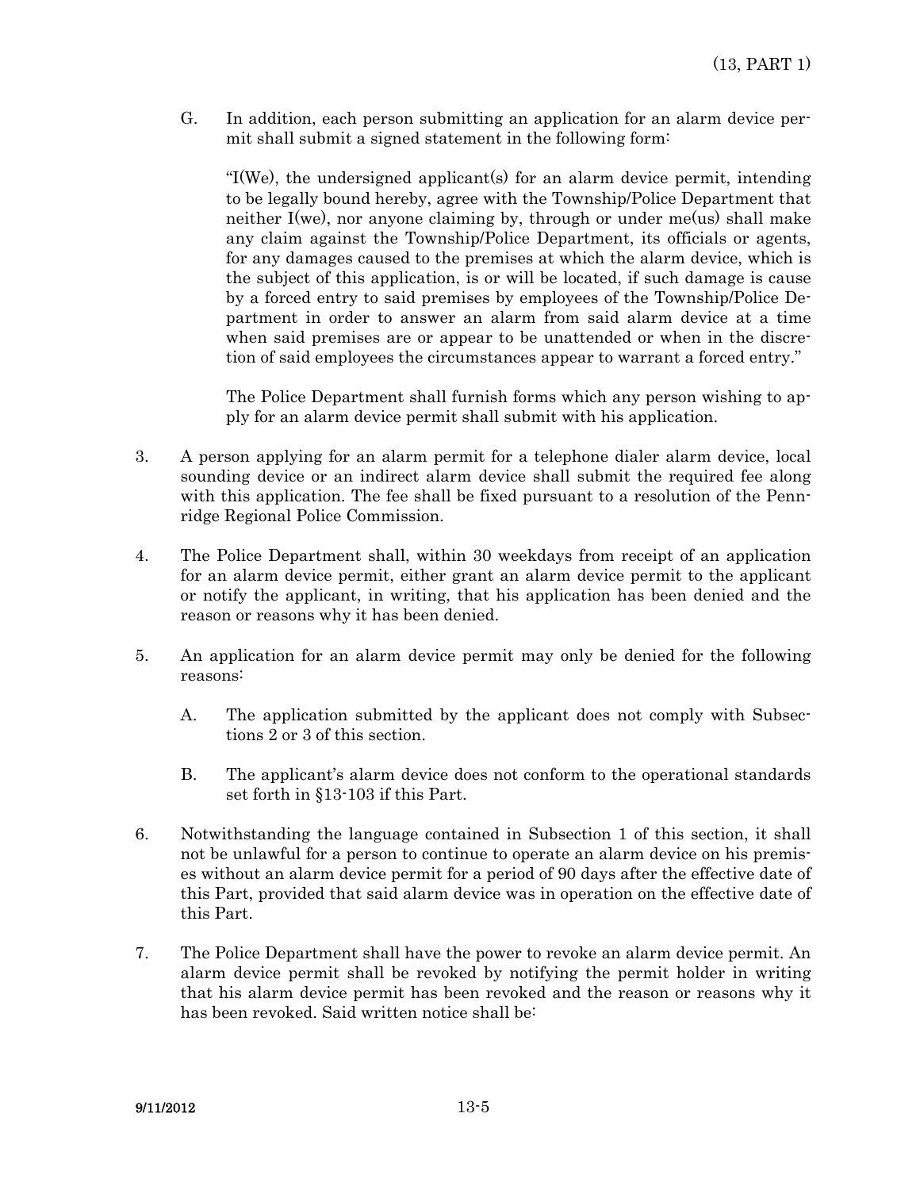G. In addition, each person submitting an application for an alarm device permit shall submit a signed statement in the following form:

"I(We), the undersigned applicant(s) for an alarm device permit, intending to be legally bound hereby, agree with the Township/Police Department that neither I(we), nor anyone claiming by, through or under me(us) shall make any claim against the Township/Police Department, its officials or agents, for any damages caused to the premises at which the alarm device, which is the subject of this application, is or will be located, if such damage is cause by a forced entry to said premises by employees of the Township/Police Department in order to answer an alarm from said alarm device at a time when said premises are or appear to be unattended or when in the discretion of said employees the circumstances appear to warrant a forced entry."

The Police Department shall furnish forms which any person wishing to apply for an alarm device permit shall submit with his application.

3. A person applying for an alarm permit for a telephone dialer alarm device, local sounding device or an indirect alarm device shall submit the required fee along with this application. The fee shall be fixed pursuant to a resolution of the Pennridge Regional Police Commission.

4. The Police Department shall, within 30 weekdays from receipt of an application for an alarm device permit, either grant an alarm device permit to the applicant or notify the applicant, in writing, that his application has been denied and the reason or reasons why it has been denied.

5. An application for an alarm device permit may only be denied for the following reasons:

   A. The application submitted by the applicant does not comply with Subsections 2 or 3 of this section.

   B. The applicant's alarm device does not conform to the operational standards set forth in §13-103 if this Part.

6. Notwithstanding the language contained in Subsection 1 of this section, it shall not be unlawful for a person to continue to operate an alarm device on his premises without an alarm device permit for a period of 90 days after the effective date of this Part, provided that said alarm device was in operation on the effective date of this Part.

7. The Police Department shall have the power to revoke an alarm device permit. An alarm device permit shall be revoked by notifying the permit holder in writing that his alarm device permit has been revoked and the reason or reasons why it has been revoked. Said written notice shall be: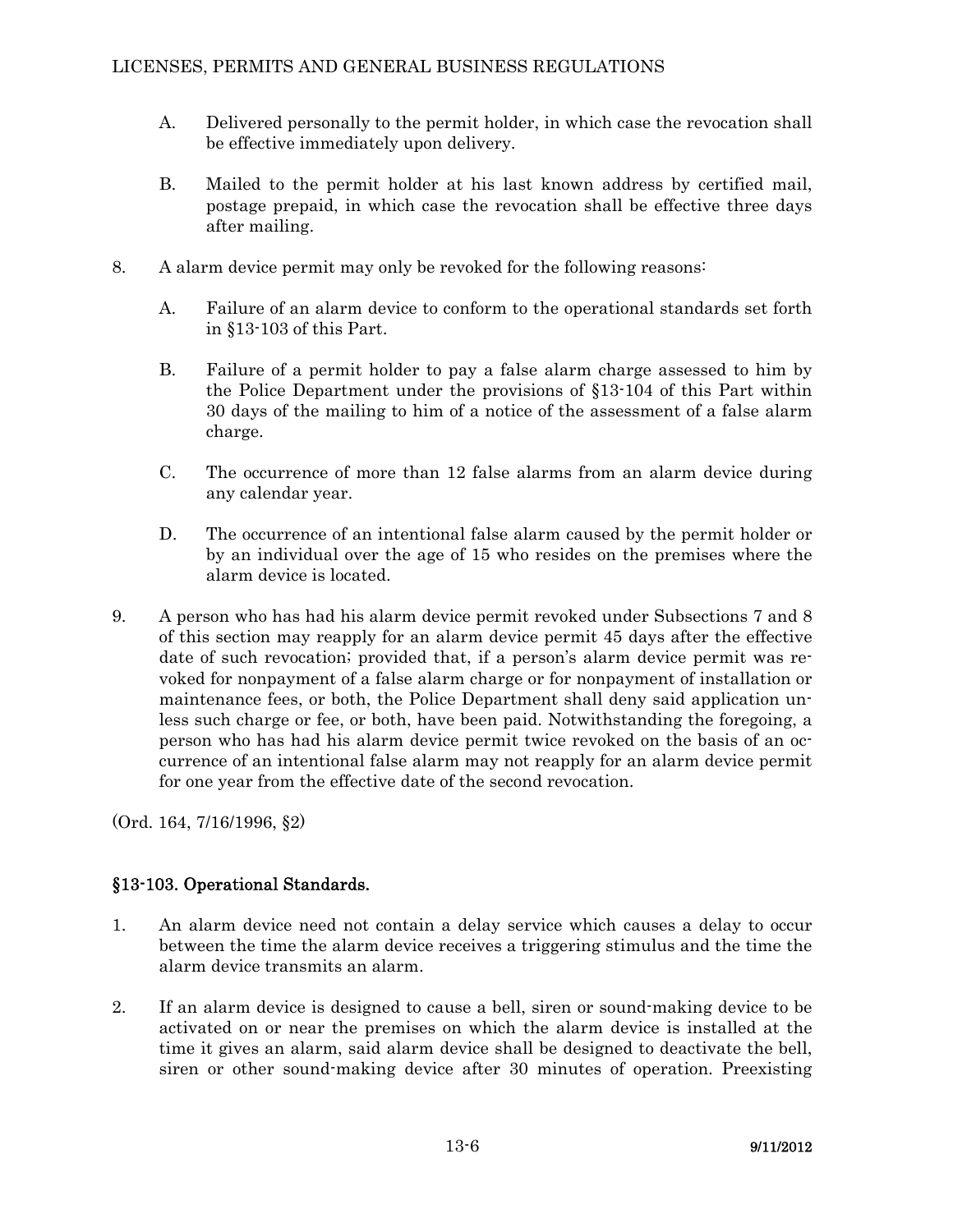A. Delivered personally to the permit holder, in which case the revocation shall be effective immediately upon delivery.

B. Mailed to the permit holder at his last known address by certified mail, postage prepaid, in which case the revocation shall be effective three days after mailing.

8. A alarm device permit may only be revoked for the following reasons:

   A. Failure of an alarm device to conform to the operational standards set forth in §13-103 of this Part.

   B. Failure of a permit holder to pay a false alarm charge assessed to him by the Police Department under the provisions of §13-104 of this Part within 30 days of the mailing to him of a notice of the assessment of a false alarm charge.

   C. The occurrence of more than 12 false alarms from an alarm device during any calendar year.

   D. The occurrence of an intentional false alarm caused by the permit holder or by an individual over the age of 15 who resides on the premises where the alarm device is located.

9. A person who has had his alarm device permit revoked under Subsections 7 and 8 of this section may reapply for an alarm device permit 45 days after the effective date of such revocation; provided that, if a person's alarm device permit was revoked for nonpayment of a false alarm charge or for nonpayment of installation or maintenance fees, or both, the Police Department shall deny said application unless such charge or fee, or both, have been paid. Notwithstanding the foregoing, a person who has had his alarm device permit twice revoked on the basis of an occurrence of an intentional false alarm may not reapply for an alarm device permit for one year from the effective date of the second revocation.

(Ord. 164, 7/16/1996, §2)

## §13-103. Operational Standards.

1. An alarm device need not contain a delay service which causes a delay to occur between the time the alarm device receives a triggering stimulus and the time the alarm device transmits an alarm.

2. If an alarm device is designed to cause a bell, siren or sound-making device to be activated on or near the premises on which the alarm device is installed at the time it gives an alarm, said alarm device shall be designed to deactivate the bell, siren or other sound-making device after 30 minutes of operation. Preexisting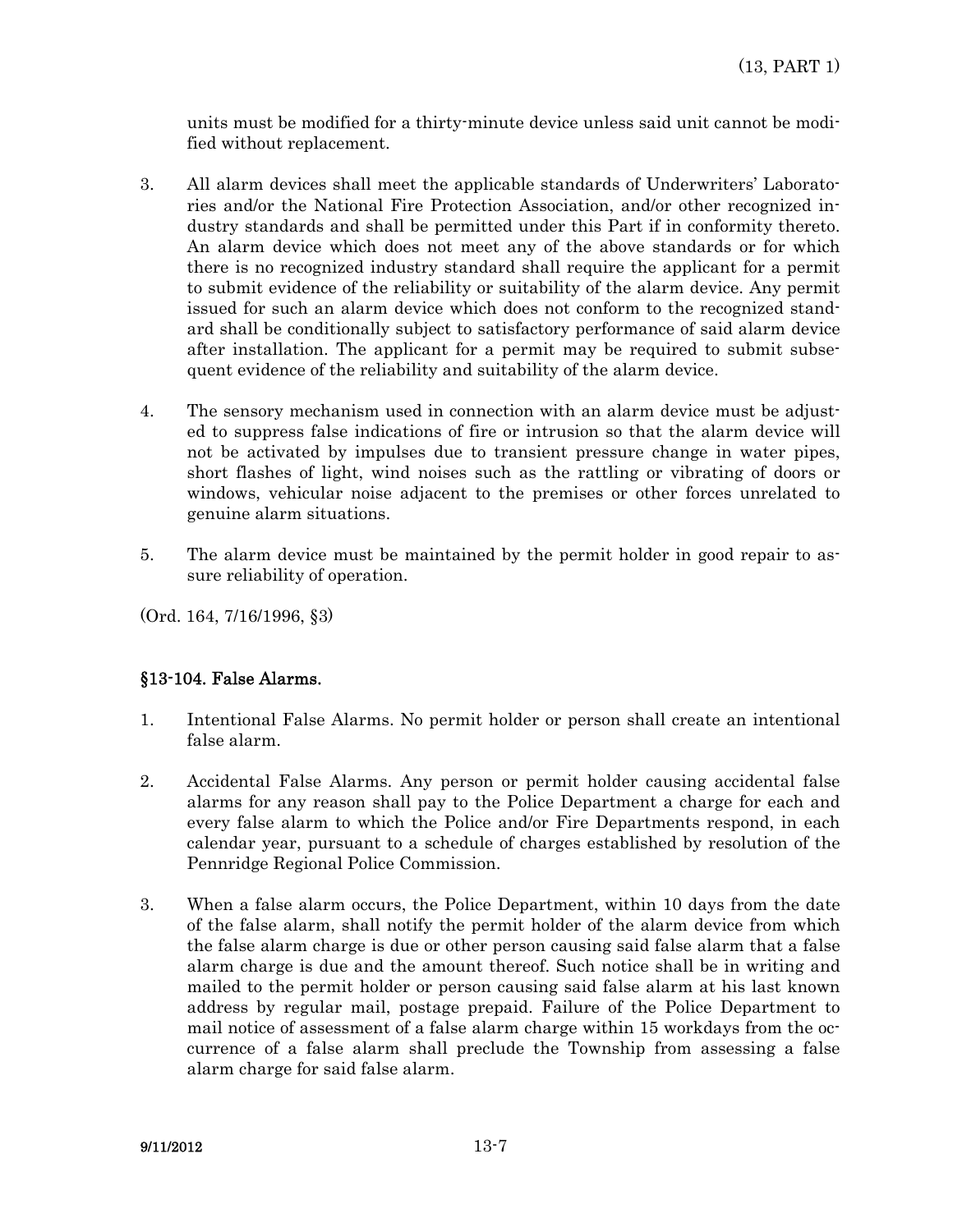units must be modified for a thirty-minute device unless said unit cannot be modified without replacement.

3. All alarm devices shall meet the applicable standards of Underwriters' Laboratories and/or the National Fire Protection Association, and/or other recognized industry standards and shall be permitted under this Part if in conformity thereto. An alarm device which does not meet any of the above standards or for which there is no recognized industry standard shall require the applicant for a permit to submit evidence of the reliability or suitability of the alarm device. Any permit issued for such an alarm device which does not conform to the recognized standard shall be conditionally subject to satisfactory performance of said alarm device after installation. The applicant for a permit may be required to submit subsequent evidence of the reliability and suitability of the alarm device.

4. The sensory mechanism used in connection with an alarm device must be adjusted to suppress false indications of fire or intrusion so that the alarm device will not be activated by impulses due to transient pressure change in water pipes, short flashes of light, wind noises such as the rattling or vibrating of doors or windows, vehicular noise adjacent to the premises or other forces unrelated to genuine alarm situations.

5. The alarm device must be maintained by the permit holder in good repair to assure reliability of operation.

(Ord. 164, 7/16/1996, §3)

## §13-104. False Alarms.

1. Intentional False Alarms. No permit holder or person shall create an intentional false alarm.

2. Accidental False Alarms. Any person or permit holder causing accidental false alarms for any reason shall pay to the Police Department a charge for each and every false alarm to which the Police and/or Fire Departments respond, in each calendar year, pursuant to a schedule of charges established by resolution of the Pennridge Regional Police Commission.

3. When a false alarm occurs, the Police Department, within 10 days from the date of the false alarm, shall notify the permit holder of the alarm device from which the false alarm charge is due or other person causing said false alarm that a false alarm charge is due and the amount thereof. Such notice shall be in writing and mailed to the permit holder or person causing said false alarm at his last known address by regular mail, postage prepaid. Failure of the Police Department to mail notice of assessment of a false alarm charge within 15 workdays from the occurrence of a false alarm shall preclude the Township from assessing a false alarm charge for said false alarm.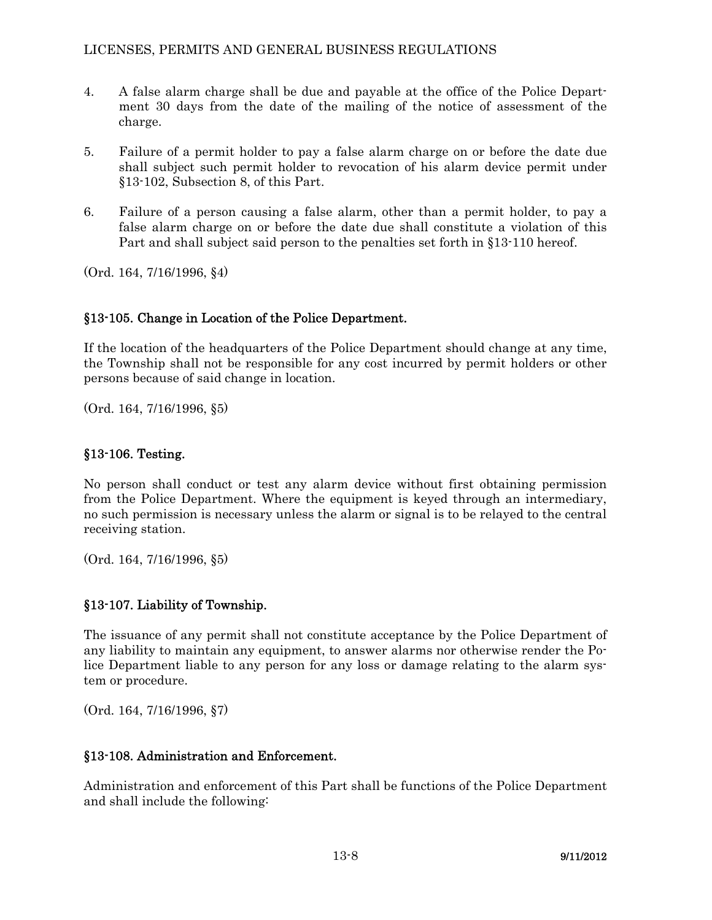4. A false alarm charge shall be due and payable at the office of the Police Department 30 days from the date of the mailing of the notice of assessment of the charge.

5. Failure of a permit holder to pay a false alarm charge on or before the date due shall subject such permit holder to revocation of his alarm device permit under §13-102, Subsection 8, of this Part.

6. Failure of a person causing a false alarm, other than a permit holder, to pay a false alarm charge on or before the date due shall constitute a violation of this Part and shall subject said person to the penalties set forth in §13-110 hereof.

(Ord. 164, 7/16/1996, §4)

## §13-105. Change in Location of the Police Department.

If the location of the headquarters of the Police Department should change at any time, the Township shall not be responsible for any cost incurred by permit holders or other persons because of said change in location.

(Ord. 164, 7/16/1996, §5)

## §13-106. Testing.

No person shall conduct or test any alarm device without first obtaining permission from the Police Department. Where the equipment is keyed through an intermediary, no such permission is necessary unless the alarm or signal is to be relayed to the central receiving station.

(Ord. 164, 7/16/1996, §5)

## §13-107. Liability of Township.

The issuance of any permit shall not constitute acceptance by the Police Department of any liability to maintain any equipment, to answer alarms nor otherwise render the Police Department liable to any person for any loss or damage relating to the alarm system or procedure.

(Ord. 164, 7/16/1996, §7)

## §13-108. Administration and Enforcement.

Administration and enforcement of this Part shall be functions of the Police Department and shall include the following: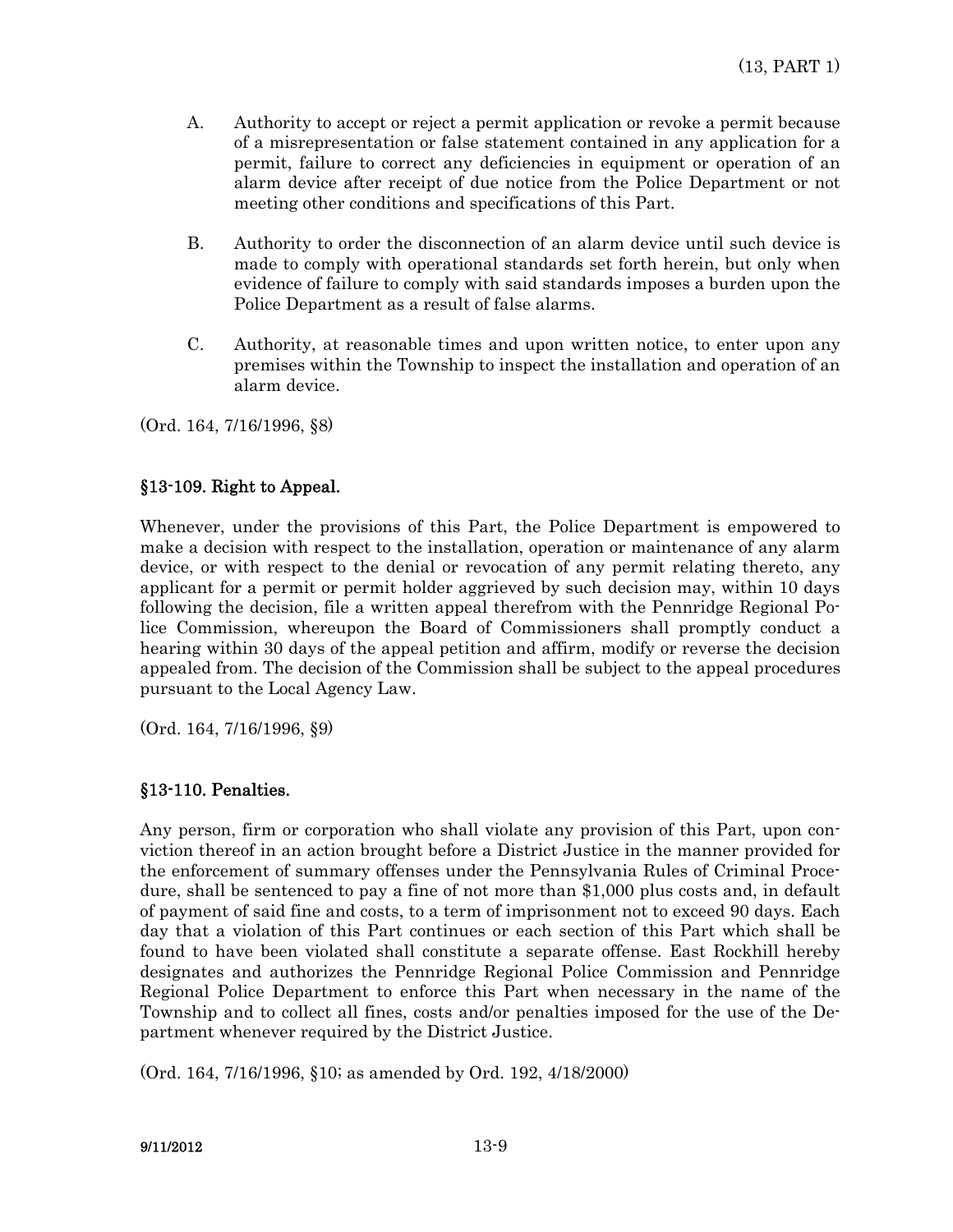A. Authority to accept or reject a permit application or revoke a permit because of a misrepresentation or false statement contained in any application for a permit, failure to correct any deficiencies in equipment or operation of an alarm device after receipt of due notice from the Police Department or not meeting other conditions and specifications of this Part.

B. Authority to order the disconnection of an alarm device until such device is made to comply with operational standards set forth herein, but only when evidence of failure to comply with said standards imposes a burden upon the Police Department as a result of false alarms.

C. Authority, at reasonable times and upon written notice, to enter upon any premises within the Township to inspect the installation and operation of an alarm device.

(Ord. 164, 7/16/1996, §8)

## §13-109. Right to Appeal.

Whenever, under the provisions of this Part, the Police Department is empowered to make a decision with respect to the installation, operation or maintenance of any alarm device, or with respect to the denial or revocation of any permit relating thereto, any applicant for a permit or permit holder aggrieved by such decision may, within 10 days following the decision, file a written appeal therefrom with the Pennridge Regional Police Commission, whereupon the Board of Commissioners shall promptly conduct a hearing within 30 days of the appeal petition and affirm, modify or reverse the decision appealed from. The decision of the Commission shall be subject to the appeal procedures pursuant to the Local Agency Law.

(Ord. 164, 7/16/1996, §9)

## §13-110. Penalties.

Any person, firm or corporation who shall violate any provision of this Part, upon conviction thereof in an action brought before a District Justice in the manner provided for the enforcement of summary offenses under the Pennsylvania Rules of Criminal Procedure, shall be sentenced to pay a fine of not more than $1,000 plus costs and, in default of payment of said fine and costs, to a term of imprisonment not to exceed 90 days. Each day that a violation of this Part continues or each section of this Part which shall be found to have been violated shall constitute a separate offense. East Rockhill hereby designates and authorizes the Pennridge Regional Police Commission and Pennridge Regional Police Department to enforce this Part when necessary in the name of the Township and to collect all fines, costs and/or penalties imposed for the use of the Department whenever required by the District Justice.

(Ord. 164, 7/16/1996, §10; as amended by Ord. 192, 4/18/2000)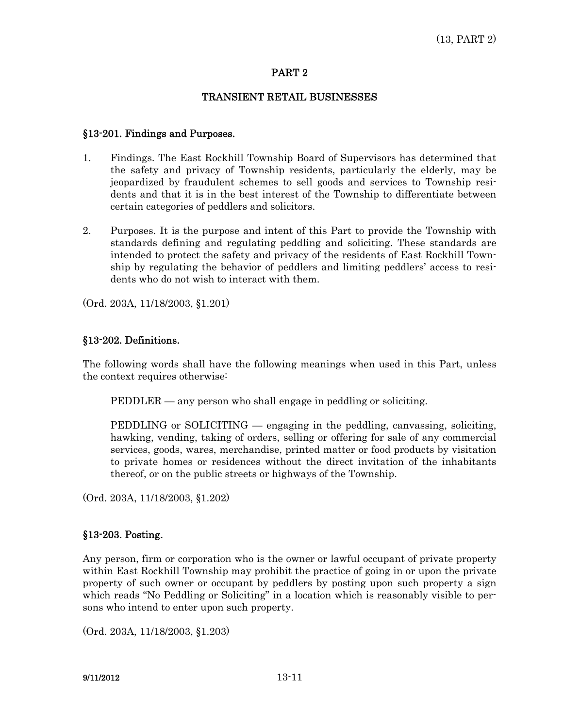# PART 2

## TRANSIENT RETAIL BUSINESSES

### §13-201. Findings and Purposes.

1. Findings. The East Rockhill Township Board of Supervisors has determined that the safety and privacy of Township residents, particularly the elderly, may be jeopardized by fraudulent schemes to sell goods and services to Township residents and that it is in the best interest of the Township to differentiate between certain categories of peddlers and solicitors.

2. Purposes. It is the purpose and intent of this Part to provide the Township with standards defining and regulating peddling and soliciting. These standards are intended to protect the safety and privacy of the residents of East Rockhill Township by regulating the behavior of peddlers and limiting peddlers' access to residents who do not wish to interact with them.

(Ord. 203A, 11/18/2003, §1.201)

### §13-202. Definitions.

The following words shall have the following meanings when used in this Part, unless the context requires otherwise:

PEDDLER — any person who shall engage in peddling or soliciting.

PEDDLING or SOLICITING — engaging in the peddling, canvassing, soliciting, hawking, vending, taking of orders, selling or offering for sale of any commercial services, goods, wares, merchandise, printed matter or food products by visitation to private homes or residences without the direct invitation of the inhabitants thereof, or on the public streets or highways of the Township.

(Ord. 203A, 11/18/2003, §1.202)

### §13-203. Posting.

Any person, firm or corporation who is the owner or lawful occupant of private property within East Rockhill Township may prohibit the practice of going in or upon the private property of such owner or occupant by peddlers by posting upon such property a sign which reads "No Peddling or Soliciting" in a location which is reasonably visible to persons who intend to enter upon such property.

(Ord. 203A, 11/18/2003, §1.203)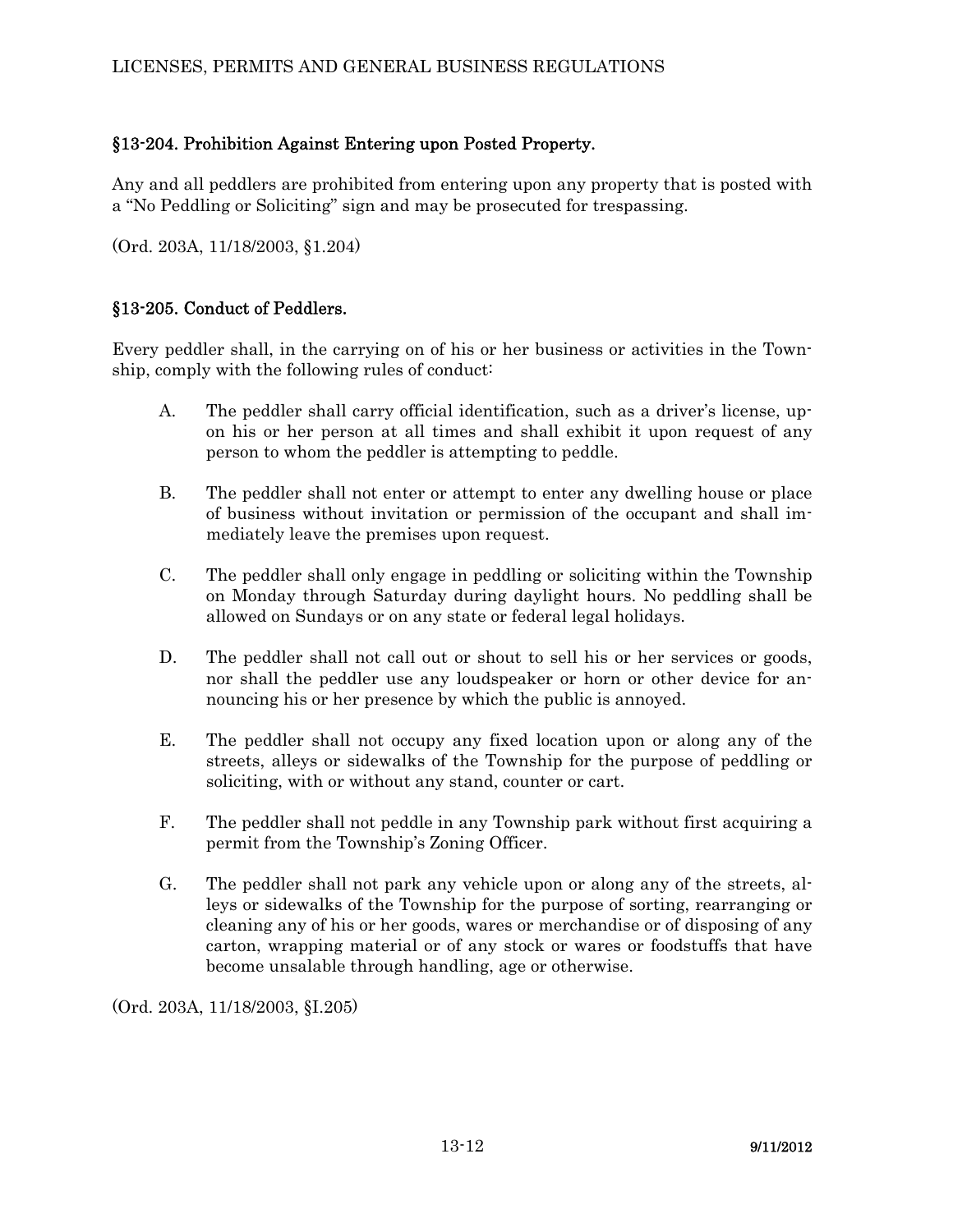## §13-204. Prohibition Against Entering upon Posted Property.

Any and all peddlers are prohibited from entering upon any property that is posted with a "No Peddling or Soliciting" sign and may be prosecuted for trespassing.

(Ord. 203A, 11/18/2003, §1.204)

## §13-205. Conduct of Peddlers.

Every peddler shall, in the carrying on of his or her business or activities in the Township, comply with the following rules of conduct:

A. The peddler shall carry official identification, such as a driver's license, upon his or her person at all times and shall exhibit it upon request of any person to whom the peddler is attempting to peddle.

B. The peddler shall not enter or attempt to enter any dwelling house or place of business without invitation or permission of the occupant and shall immediately leave the premises upon request.

C. The peddler shall only engage in peddling or soliciting within the Township on Monday through Saturday during daylight hours. No peddling shall be allowed on Sundays or on any state or federal legal holidays.

D. The peddler shall not call out or shout to sell his or her services or goods, nor shall the peddler use any loudspeaker or horn or other device for announcing his or her presence by which the public is annoyed.

E. The peddler shall not occupy any fixed location upon or along any of the streets, alleys or sidewalks of the Township for the purpose of peddling or soliciting, with or without any stand, counter or cart.

F. The peddler shall not peddle in any Township park without first acquiring a permit from the Township's Zoning Officer.

G. The peddler shall not park any vehicle upon or along any of the streets, alleys or sidewalks of the Township for the purpose of sorting, rearranging or cleaning any of his or her goods, wares or merchandise or of disposing of any carton, wrapping material or of any stock or wares or foodstuffs that have become unsalable through handling, age or otherwise.

(Ord. 203A, 11/18/2003, §I.205)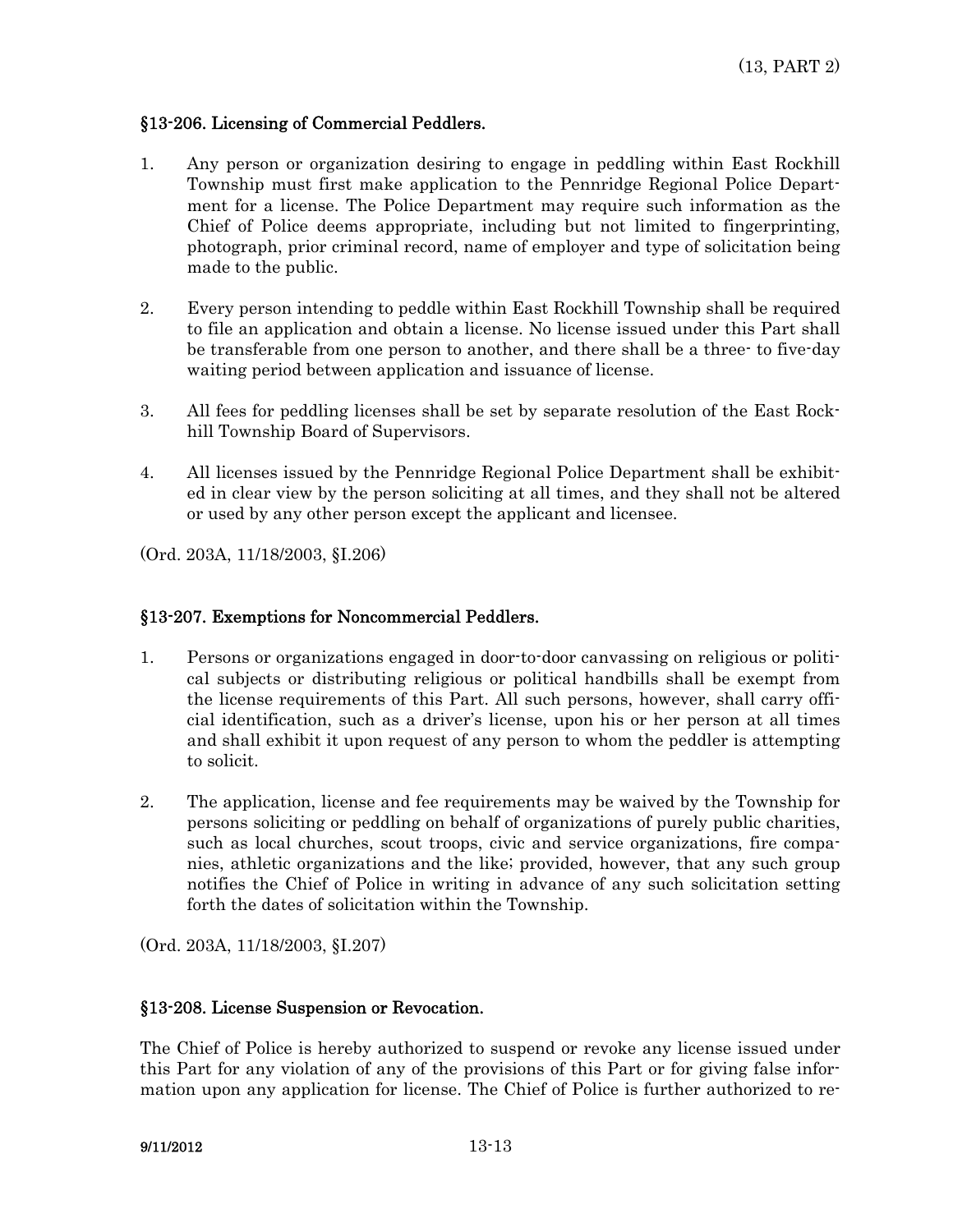## §13-206. Licensing of Commercial Peddlers.

1. Any person or organization desiring to engage in peddling within East Rockhill Township must first make application to the Pennridge Regional Police Department for a license. The Police Department may require such information as the Chief of Police deems appropriate, including but not limited to fingerprinting, photograph, prior criminal record, name of employer and type of solicitation being made to the public.

2. Every person intending to peddle within East Rockhill Township shall be required to file an application and obtain a license. No license issued under this Part shall be transferable from one person to another, and there shall be a three- to five-day waiting period between application and issuance of license.

3. All fees for peddling licenses shall be set by separate resolution of the East Rockhill Township Board of Supervisors.

4. All licenses issued by the Pennridge Regional Police Department shall be exhibited in clear view by the person soliciting at all times, and they shall not be altered or used by any other person except the applicant and licensee.

(Ord. 203A, 11/18/2003, §I.206)

## §13-207. Exemptions for Noncommercial Peddlers.

1. Persons or organizations engaged in door-to-door canvassing on religious or political subjects or distributing religious or political handbills shall be exempt from the license requirements of this Part. All such persons, however, shall carry official identification, such as a driver's license, upon his or her person at all times and shall exhibit it upon request of any person to whom the peddler is attempting to solicit.

2. The application, license and fee requirements may be waived by the Township for persons soliciting or peddling on behalf of organizations of purely public charities, such as local churches, scout troops, civic and service organizations, fire companies, athletic organizations and the like; provided, however, that any such group notifies the Chief of Police in writing in advance of any such solicitation setting forth the dates of solicitation within the Township.

(Ord. 203A, 11/18/2003, §I.207)

## §13-208. License Suspension or Revocation.

The Chief of Police is hereby authorized to suspend or revoke any license issued under this Part for any violation of any of the provisions of this Part or for giving false information upon any application for license. The Chief of Police is further authorized to re-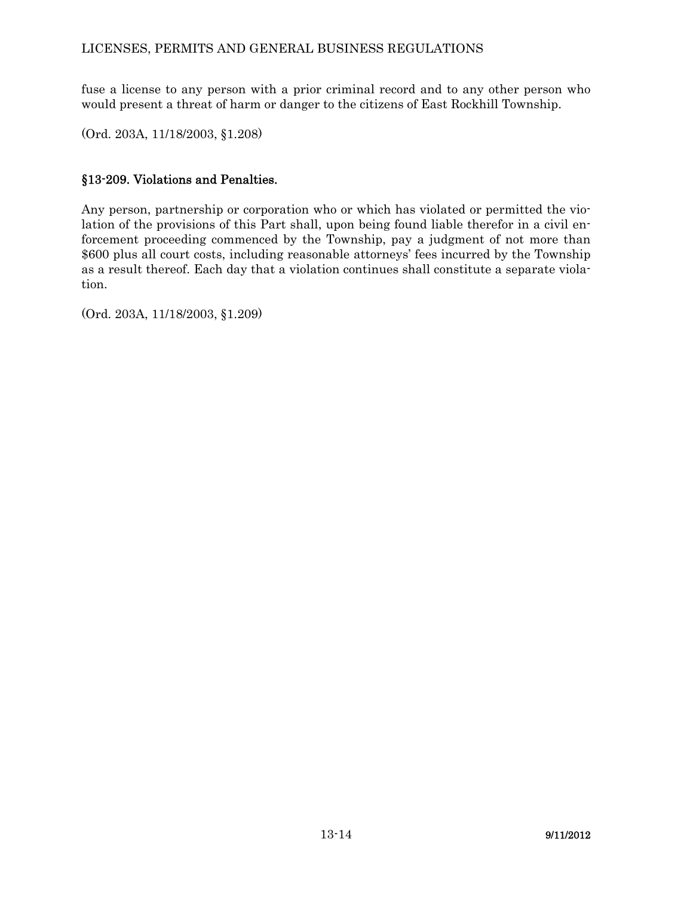fuse a license to any person with a prior criminal record and to any other person who would present a threat of harm or danger to the citizens of East Rockhill Township.

(Ord. 203A, 11/18/2003, §1.208)

## §13-209. Violations and Penalties.

Any person, partnership or corporation who or which has violated or permitted the violation of the provisions of this Part shall, upon being found liable therefor in a civil enforcement proceeding commenced by the Township, pay a judgment of not more than $600 plus all court costs, including reasonable attorneys' fees incurred by the Township as a result thereof. Each day that a violation continues shall constitute a separate violation.

(Ord. 203A, 11/18/2003, §1.209)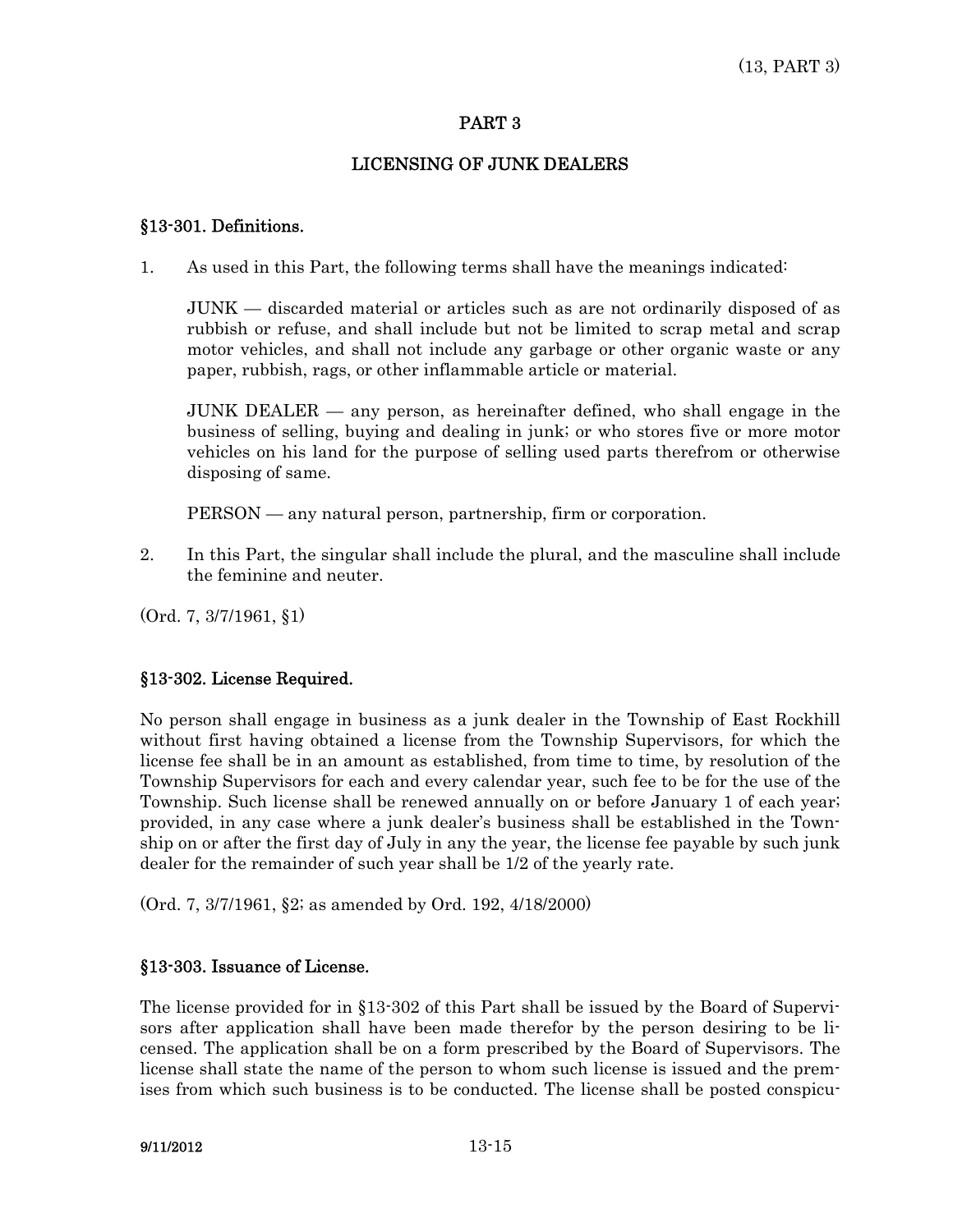# PART 3

## LICENSING OF JUNK DEALERS

### §13-301. Definitions.

1. As used in this Part, the following terms shall have the meanings indicated:

   JUNK — discarded material or articles such as are not ordinarily disposed of as rubbish or refuse, and shall include but not be limited to scrap metal and scrap motor vehicles, and shall not include any garbage or other organic waste or any paper, rubbish, rags, or other inflammable article or material.

   JUNK DEALER — any person, as hereinafter defined, who shall engage in the business of selling, buying and dealing in junk; or who stores five or more motor vehicles on his land for the purpose of selling used parts therefrom or otherwise disposing of same.

   PERSON — any natural person, partnership, firm or corporation.

2. In this Part, the singular shall include the plural, and the masculine shall include the feminine and neuter.

(Ord. 7, 3/7/1961, §1)

### §13-302. License Required.

No person shall engage in business as a junk dealer in the Township of East Rockhill without first having obtained a license from the Township Supervisors, for which the license fee shall be in an amount as established, from time to time, by resolution of the Township Supervisors for each and every calendar year, such fee to be for the use of the Township. Such license shall be renewed annually on or before January 1 of each year; provided, in any case where a junk dealer's business shall be established in the Township on or after the first day of July in any the year, the license fee payable by such junk dealer for the remainder of such year shall be 1/2 of the yearly rate.

(Ord. 7, 3/7/1961, §2; as amended by Ord. 192, 4/18/2000)

### §13-303. Issuance of License.

The license provided for in §13-302 of this Part shall be issued by the Board of Supervisors after application shall have been made therefor by the person desiring to be licensed. The application shall be on a form prescribed by the Board of Supervisors. The license shall state the name of the person to whom such license is issued and the premises from which such business is to be conducted. The license shall be posted conspicu-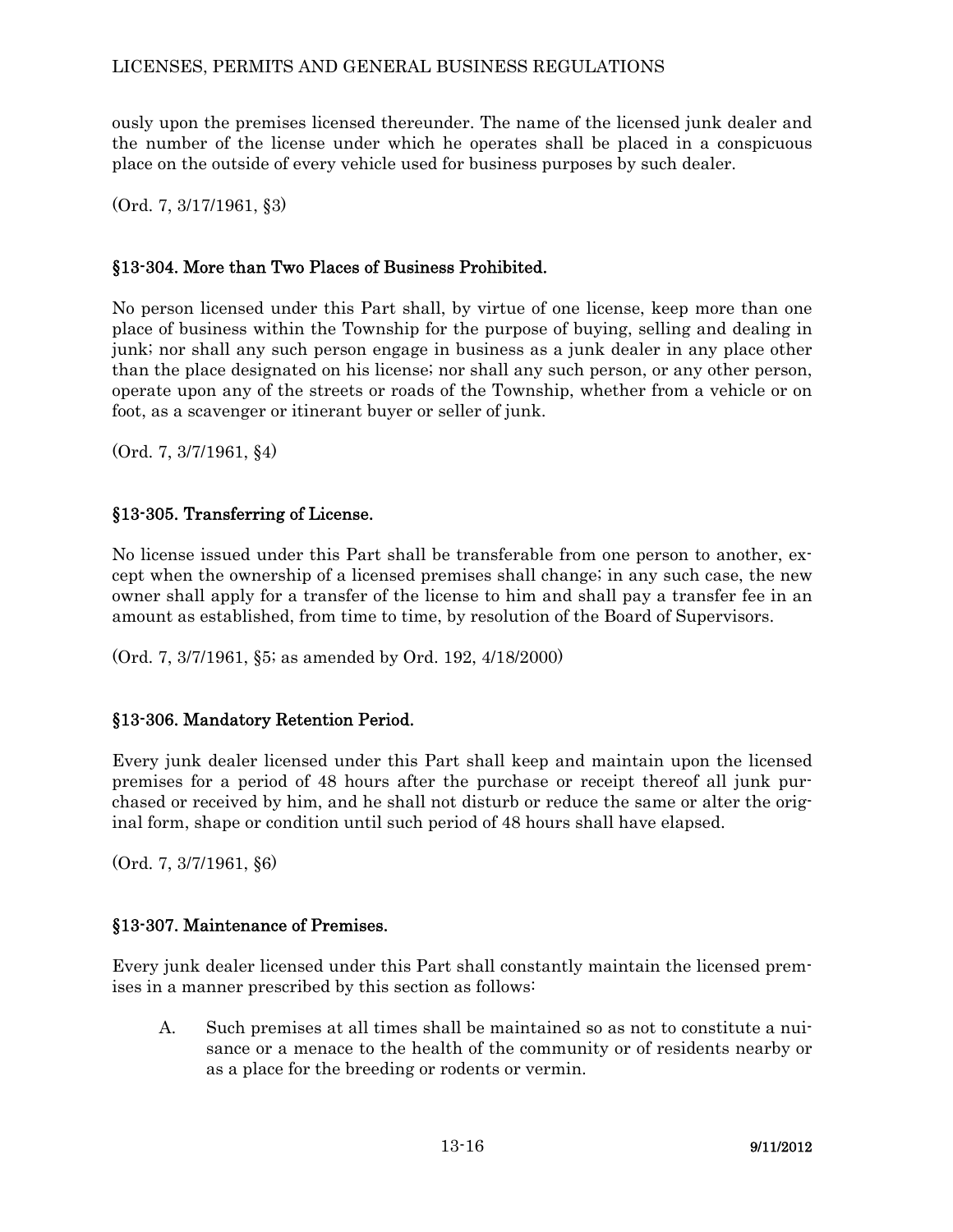ously upon the premises licensed thereunder. The name of the licensed junk dealer and the number of the license under which he operates shall be placed in a conspicuous place on the outside of every vehicle used for business purposes by such dealer.

(Ord. 7, 3/17/1961, §3)

## §13-304. More than Two Places of Business Prohibited.

No person licensed under this Part shall, by virtue of one license, keep more than one place of business within the Township for the purpose of buying, selling and dealing in junk; nor shall any such person engage in business as a junk dealer in any place other than the place designated on his license; nor shall any such person, or any other person, operate upon any of the streets or roads of the Township, whether from a vehicle or on foot, as a scavenger or itinerant buyer or seller of junk.

(Ord. 7, 3/7/1961, §4)

## §13-305. Transferring of License.

No license issued under this Part shall be transferable from one person to another, except when the ownership of a licensed premises shall change; in any such case, the new owner shall apply for a transfer of the license to him and shall pay a transfer fee in an amount as established, from time to time, by resolution of the Board of Supervisors.

(Ord. 7, 3/7/1961, §5; as amended by Ord. 192, 4/18/2000)

## §13-306. Mandatory Retention Period.

Every junk dealer licensed under this Part shall keep and maintain upon the licensed premises for a period of 48 hours after the purchase or receipt thereof all junk purchased or received by him, and he shall not disturb or reduce the same or alter the original form, shape or condition until such period of 48 hours shall have elapsed.

(Ord. 7, 3/7/1961, §6)

## §13-307. Maintenance of Premises.

Every junk dealer licensed under this Part shall constantly maintain the licensed premises in a manner prescribed by this section as follows:

A. Such premises at all times shall be maintained so as not to constitute a nuisance or a menace to the health of the community or of residents nearby or as a place for the breeding or rodents or vermin.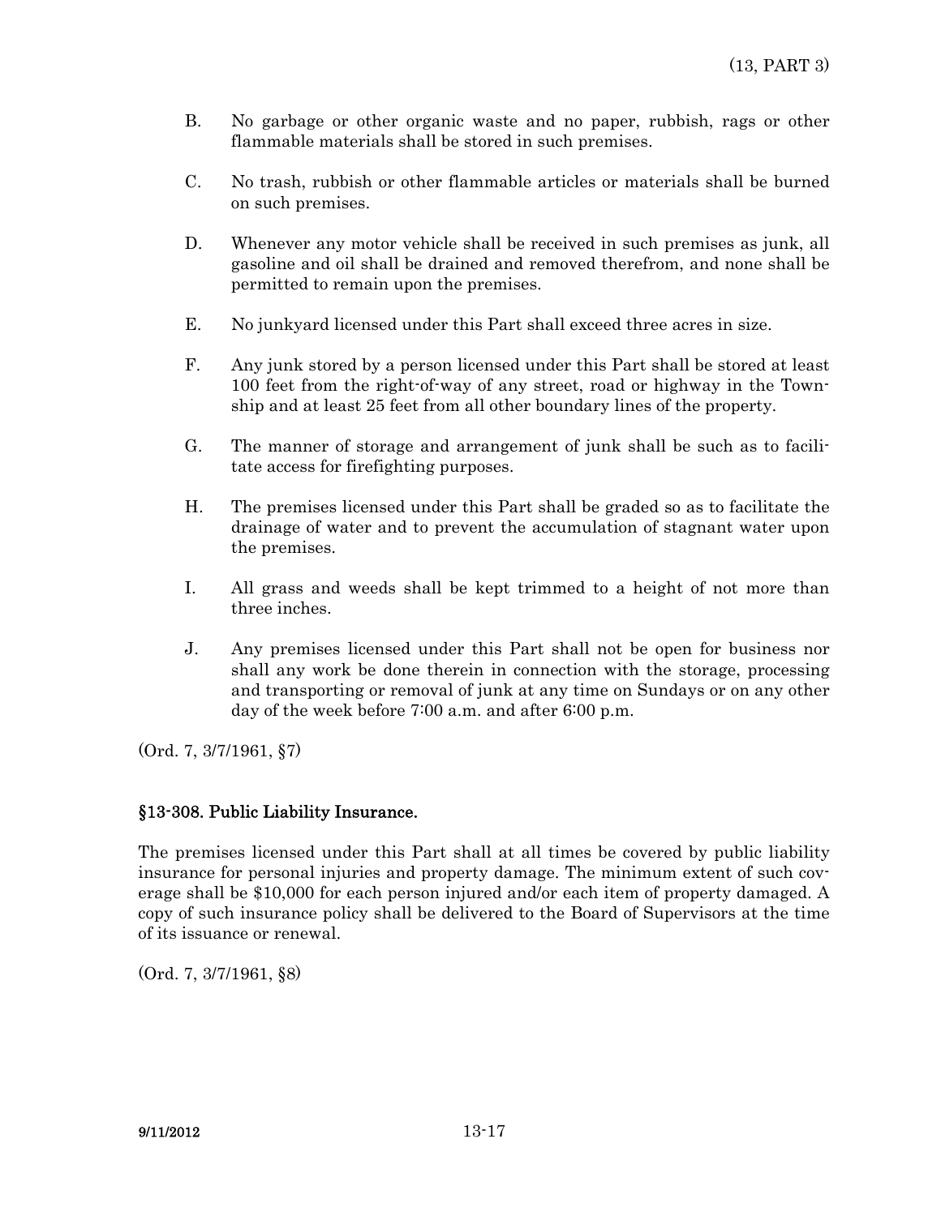B. No garbage or other organic waste and no paper, rubbish, rags or other flammable materials shall be stored in such premises.

C. No trash, rubbish or other flammable articles or materials shall be burned on such premises.

D. Whenever any motor vehicle shall be received in such premises as junk, all gasoline and oil shall be drained and removed therefrom, and none shall be permitted to remain upon the premises.

E. No junkyard licensed under this Part shall exceed three acres in size.

F. Any junk stored by a person licensed under this Part shall be stored at least 100 feet from the right-of-way of any street, road or highway in the Township and at least 25 feet from all other boundary lines of the property.

G. The manner of storage and arrangement of junk shall be such as to facilitate access for firefighting purposes.

H. The premises licensed under this Part shall be graded so as to facilitate the drainage of water and to prevent the accumulation of stagnant water upon the premises.

I. All grass and weeds shall be kept trimmed to a height of not more than three inches.

J. Any premises licensed under this Part shall not be open for business nor shall any work be done therein in connection with the storage, processing and transporting or removal of junk at any time on Sundays or on any other day of the week before 7:00 a.m. and after 6:00 p.m.

(Ord. 7, 3/7/1961, §7)

### §13-308. Public Liability Insurance.

The premises licensed under this Part shall at all times be covered by public liability insurance for personal injuries and property damage. The minimum extent of such coverage shall be $10,000 for each person injured and/or each item of property damaged. A copy of such insurance policy shall be delivered to the Board of Supervisors at the time of its issuance or renewal.

(Ord. 7, 3/7/1961, §8)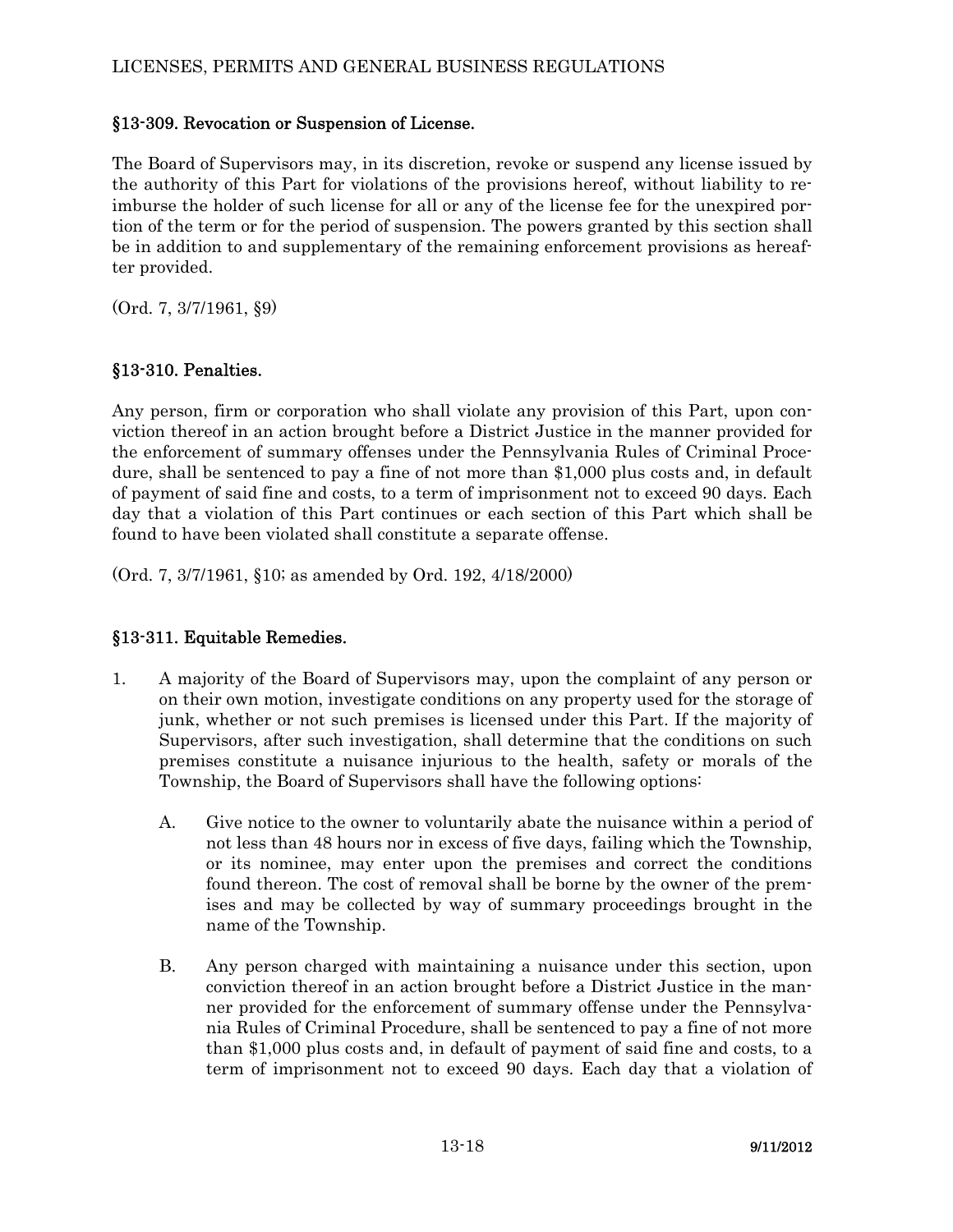## §13-309. Revocation or Suspension of License.

The Board of Supervisors may, in its discretion, revoke or suspend any license issued by the authority of this Part for violations of the provisions hereof, without liability to reimburse the holder of such license for all or any of the license fee for the unexpired portion of the term or for the period of suspension. The powers granted by this section shall be in addition to and supplementary of the remaining enforcement provisions as hereafter provided.

(Ord. 7, 3/7/1961, §9)

## §13-310. Penalties.

Any person, firm or corporation who shall violate any provision of this Part, upon conviction thereof in an action brought before a District Justice in the manner provided for the enforcement of summary offenses under the Pennsylvania Rules of Criminal Procedure, shall be sentenced to pay a fine of not more than $1,000 plus costs and, in default of payment of said fine and costs, to a term of imprisonment not to exceed 90 days. Each day that a violation of this Part continues or each section of this Part which shall be found to have been violated shall constitute a separate offense.

(Ord. 7, 3/7/1961, §10; as amended by Ord. 192, 4/18/2000)

## §13-311. Equitable Remedies.

1. A majority of the Board of Supervisors may, upon the complaint of any person or on their own motion, investigate conditions on any property used for the storage of junk, whether or not such premises is licensed under this Part. If the majority of Supervisors, after such investigation, shall determine that the conditions on such premises constitute a nuisance injurious to the health, safety or morals of the Township, the Board of Supervisors shall have the following options:

   A. Give notice to the owner to voluntarily abate the nuisance within a period of not less than 48 hours nor in excess of five days, failing which the Township, or its nominee, may enter upon the premises and correct the conditions found thereon. The cost of removal shall be borne by the owner of the premises and may be collected by way of summary proceedings brought in the name of the Township.

   B. Any person charged with maintaining a nuisance under this section, upon conviction thereof in an action brought before a District Justice in the manner provided for the enforcement of summary offense under the Pennsylvania Rules of Criminal Procedure, shall be sentenced to pay a fine of not more than $1,000 plus costs and, in default of payment of said fine and costs, to a term of imprisonment not to exceed 90 days. Each day that a violation of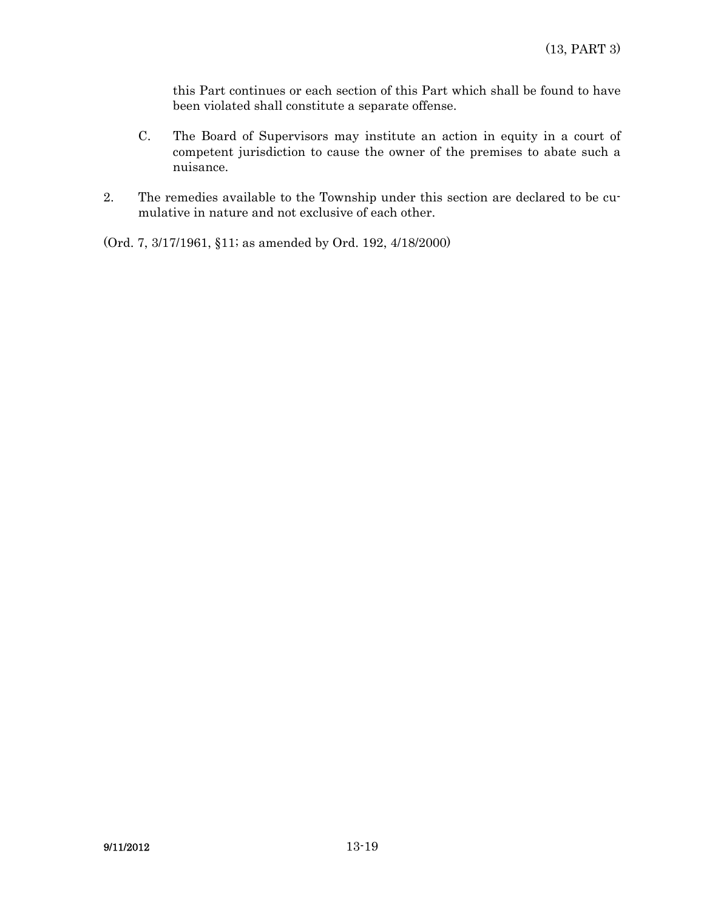this Part continues or each section of this Part which shall be found to have been violated shall constitute a separate offense.

C. The Board of Supervisors may institute an action in equity in a court of competent jurisdiction to cause the owner of the premises to abate such a nuisance.

2. The remedies available to the Township under this section are declared to be cumulative in nature and not exclusive of each other.

(Ord. 7, 3/17/1961, §11; as amended by Ord. 192, 4/18/2000)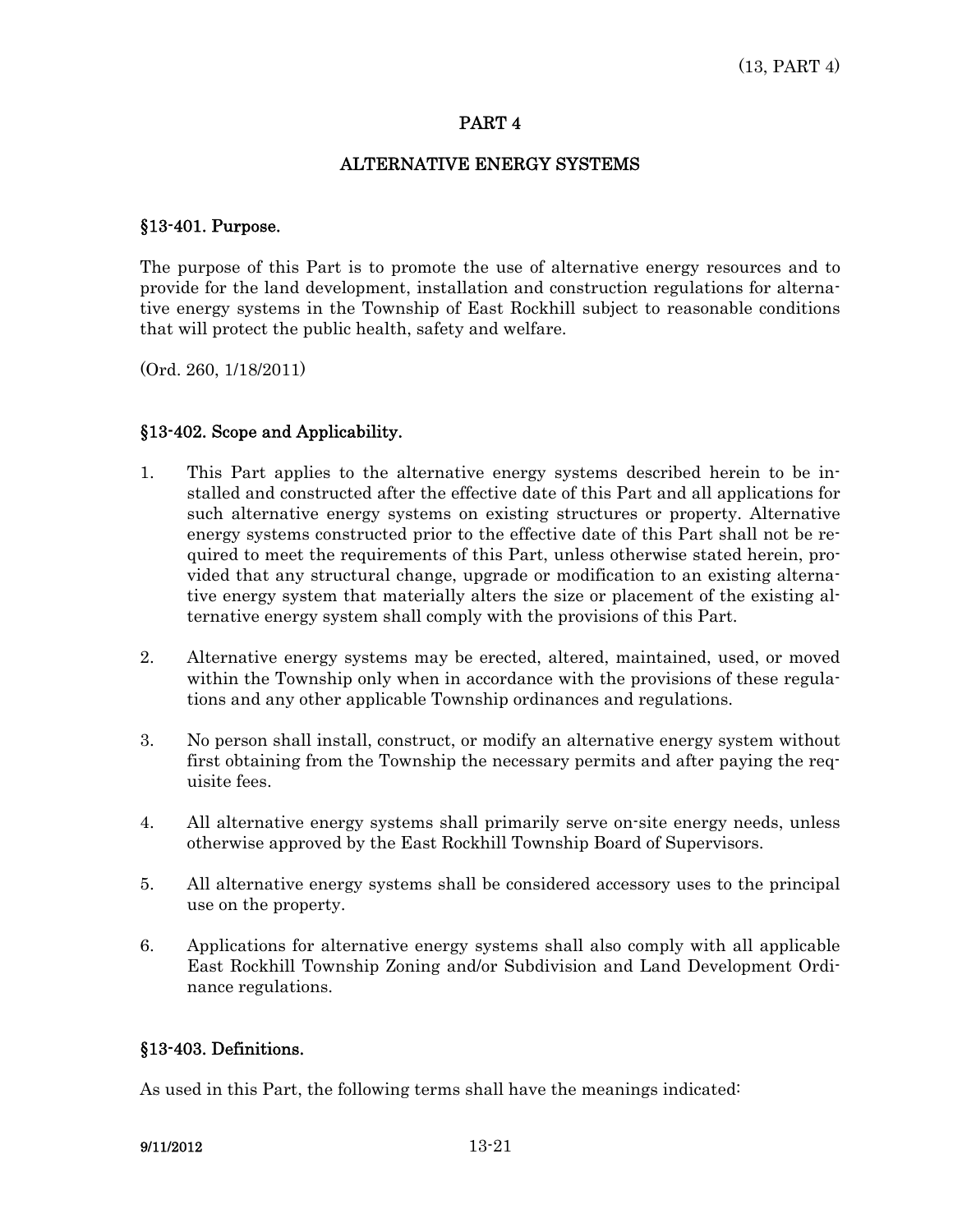# PART 4

## ALTERNATIVE ENERGY SYSTEMS

### §13-401. Purpose.

The purpose of this Part is to promote the use of alternative energy resources and to provide for the land development, installation and construction regulations for alternative energy systems in the Township of East Rockhill subject to reasonable conditions that will protect the public health, safety and welfare.

(Ord. 260, 1/18/2011)

### §13-402. Scope and Applicability.

1. This Part applies to the alternative energy systems described herein to be installed and constructed after the effective date of this Part and all applications for such alternative energy systems on existing structures or property. Alternative energy systems constructed prior to the effective date of this Part shall not be required to meet the requirements of this Part, unless otherwise stated herein, provided that any structural change, upgrade or modification to an existing alternative energy system that materially alters the size or placement of the existing alternative energy system shall comply with the provisions of this Part.

2. Alternative energy systems may be erected, altered, maintained, used, or moved within the Township only when in accordance with the provisions of these regulations and any other applicable Township ordinances and regulations.

3. No person shall install, construct, or modify an alternative energy system without first obtaining from the Township the necessary permits and after paying the requisite fees.

4. All alternative energy systems shall primarily serve on-site energy needs, unless otherwise approved by the East Rockhill Township Board of Supervisors.

5. All alternative energy systems shall be considered accessory uses to the principal use on the property.

6. Applications for alternative energy systems shall also comply with all applicable East Rockhill Township Zoning and/or Subdivision and Land Development Ordinance regulations.

### §13-403. Definitions.

As used in this Part, the following terms shall have the meanings indicated: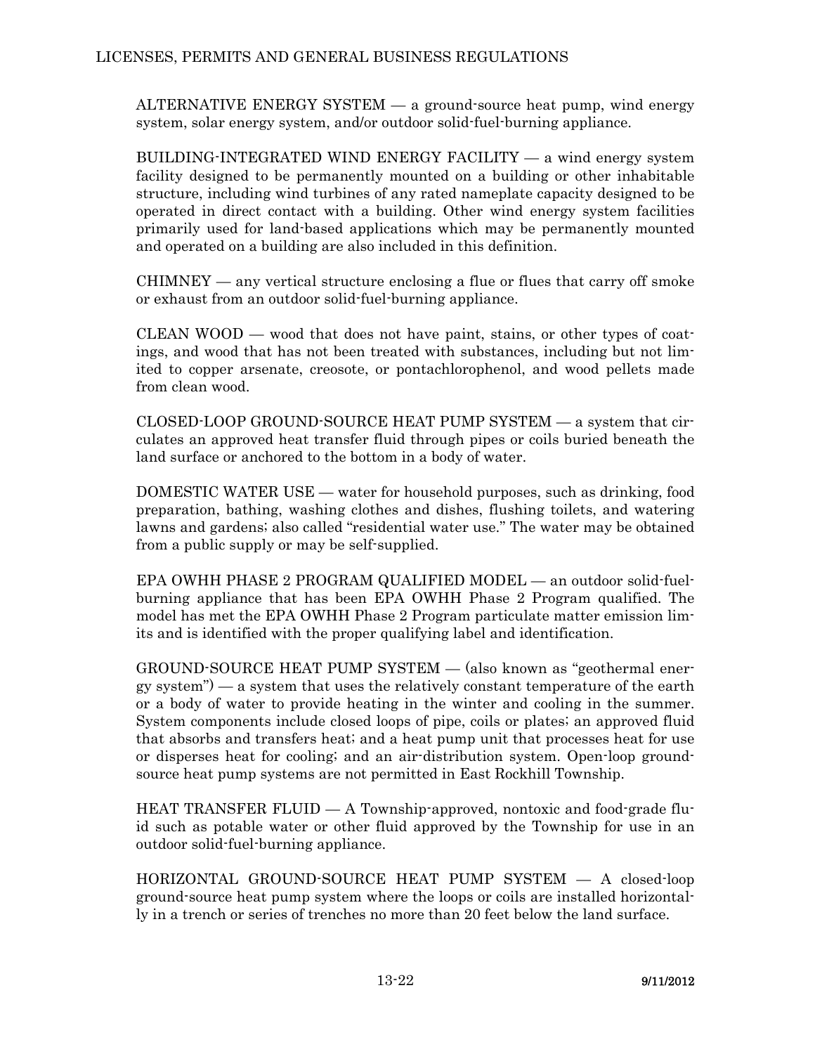ALTERNATIVE ENERGY SYSTEM — a ground-source heat pump, wind energy system, solar energy system, and/or outdoor solid-fuel-burning appliance.

BUILDING-INTEGRATED WIND ENERGY FACILITY — a wind energy system facility designed to be permanently mounted on a building or other inhabitable structure, including wind turbines of any rated nameplate capacity designed to be operated in direct contact with a building. Other wind energy system facilities primarily used for land-based applications which may be permanently mounted and operated on a building are also included in this definition.

CHIMNEY — any vertical structure enclosing a flue or flues that carry off smoke or exhaust from an outdoor solid-fuel-burning appliance.

CLEAN WOOD — wood that does not have paint, stains, or other types of coatings, and wood that has not been treated with substances, including but not limited to copper arsenate, creosote, or pontachlorophenol, and wood pellets made from clean wood.

CLOSED-LOOP GROUND-SOURCE HEAT PUMP SYSTEM — a system that circulates an approved heat transfer fluid through pipes or coils buried beneath the land surface or anchored to the bottom in a body of water.

DOMESTIC WATER USE — water for household purposes, such as drinking, food preparation, bathing, washing clothes and dishes, flushing toilets, and watering lawns and gardens; also called "residential water use." The water may be obtained from a public supply or may be self-supplied.

EPA OWHH PHASE 2 PROGRAM QUALIFIED MODEL — an outdoor solid-fuel-burning appliance that has been EPA OWHH Phase 2 Program qualified. The model has met the EPA OWHH Phase 2 Program particulate matter emission limits and is identified with the proper qualifying label and identification.

GROUND-SOURCE HEAT PUMP SYSTEM — (also known as "geothermal energy system") — a system that uses the relatively constant temperature of the earth or a body of water to provide heating in the winter and cooling in the summer. System components include closed loops of pipe, coils or plates; an approved fluid that absorbs and transfers heat; and a heat pump unit that processes heat for use or disperses heat for cooling; and an air-distribution system. Open-loop ground-source heat pump systems are not permitted in East Rockhill Township.

HEAT TRANSFER FLUID — A Township-approved, nontoxic and food-grade fluid such as potable water or other fluid approved by the Township for use in an outdoor solid-fuel-burning appliance.

HORIZONTAL GROUND-SOURCE HEAT PUMP SYSTEM — A closed-loop ground-source heat pump system where the loops or coils are installed horizontally in a trench or series of trenches no more than 20 feet below the land surface.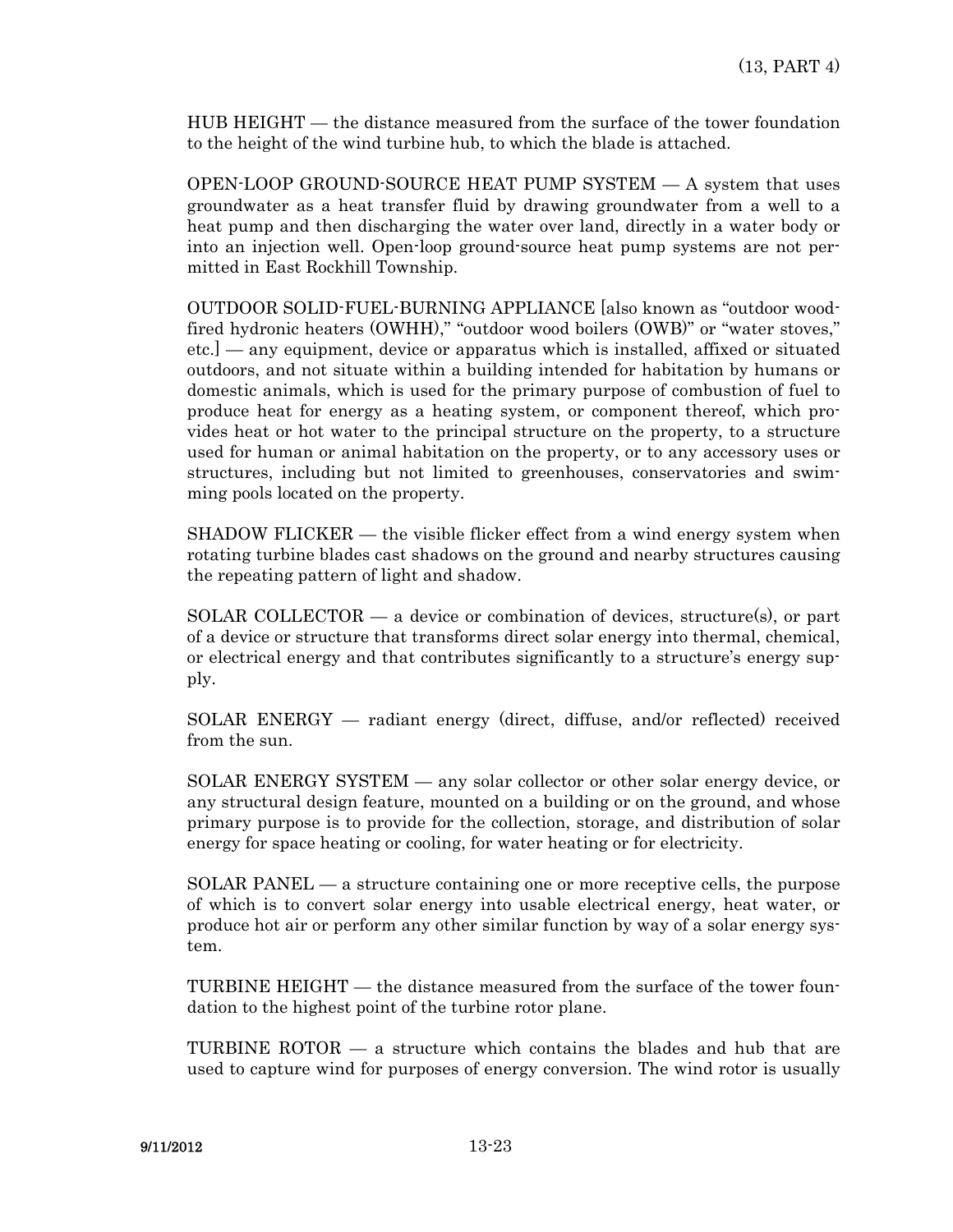HUB HEIGHT — the distance measured from the surface of the tower foundation to the height of the wind turbine hub, to which the blade is attached.

OPEN-LOOP GROUND-SOURCE HEAT PUMP SYSTEM — A system that uses groundwater as a heat transfer fluid by drawing groundwater from a well to a heat pump and then discharging the water over land, directly in a water body or into an injection well. Open-loop ground-source heat pump systems are not permitted in East Rockhill Township.

OUTDOOR SOLID-FUEL-BURNING APPLIANCE [also known as "outdoor wood-fired hydronic heaters (OWHH)," "outdoor wood boilers (OWB)" or "water stoves," etc.] — any equipment, device or apparatus which is installed, affixed or situated outdoors, and not situate within a building intended for habitation by humans or domestic animals, which is used for the primary purpose of combustion of fuel to produce heat for energy as a heating system, or component thereof, which provides heat or hot water to the principal structure on the property, to a structure used for human or animal habitation on the property, or to any accessory uses or structures, including but not limited to greenhouses, conservatories and swimming pools located on the property.

SHADOW FLICKER — the visible flicker effect from a wind energy system when rotating turbine blades cast shadows on the ground and nearby structures causing the repeating pattern of light and shadow.

SOLAR COLLECTOR — a device or combination of devices, structure(s), or part of a device or structure that transforms direct solar energy into thermal, chemical, or electrical energy and that contributes significantly to a structure's energy supply.

SOLAR ENERGY — radiant energy (direct, diffuse, and/or reflected) received from the sun.

SOLAR ENERGY SYSTEM — any solar collector or other solar energy device, or any structural design feature, mounted on a building or on the ground, and whose primary purpose is to provide for the collection, storage, and distribution of solar energy for space heating or cooling, for water heating or for electricity.

SOLAR PANEL — a structure containing one or more receptive cells, the purpose of which is to convert solar energy into usable electrical energy, heat water, or produce hot air or perform any other similar function by way of a solar energy system.

TURBINE HEIGHT — the distance measured from the surface of the tower foundation to the highest point of the turbine rotor plane.

TURBINE ROTOR — a structure which contains the blades and hub that are used to capture wind for purposes of energy conversion. The wind rotor is usually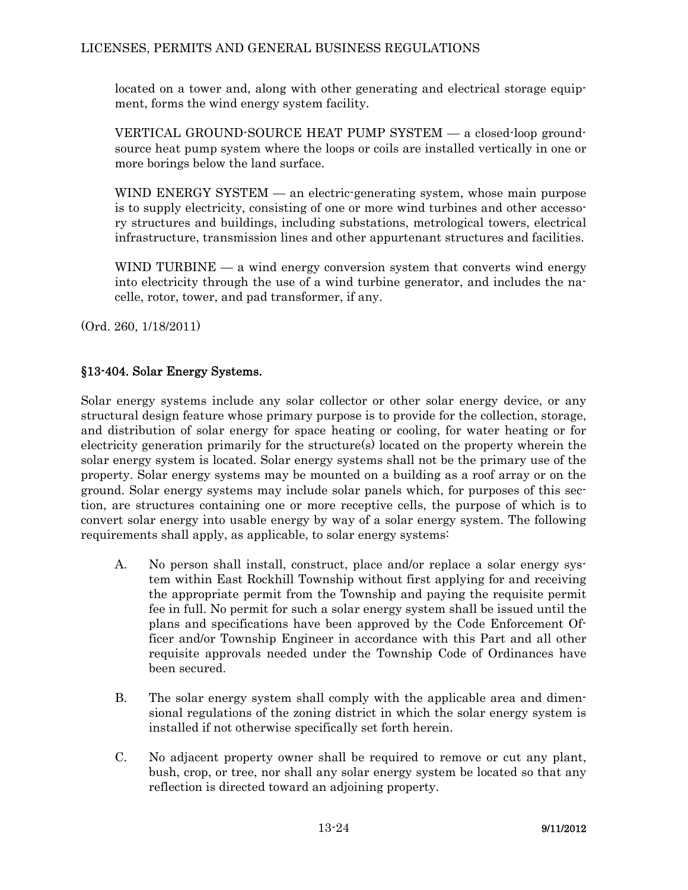located on a tower and, along with other generating and electrical storage equipment, forms the wind energy system facility.

VERTICAL GROUND-SOURCE HEAT PUMP SYSTEM — a closed-loop ground-source heat pump system where the loops or coils are installed vertically in one or more borings below the land surface.

WIND ENERGY SYSTEM — an electric-generating system, whose main purpose is to supply electricity, consisting of one or more wind turbines and other accessory structures and buildings, including substations, metrological towers, electrical infrastructure, transmission lines and other appurtenant structures and facilities.

WIND TURBINE — a wind energy conversion system that converts wind energy into electricity through the use of a wind turbine generator, and includes the nacelle, rotor, tower, and pad transformer, if any.

(Ord. 260, 1/18/2011)

## §13-404. Solar Energy Systems.

Solar energy systems include any solar collector or other solar energy device, or any structural design feature whose primary purpose is to provide for the collection, storage, and distribution of solar energy for space heating or cooling, for water heating or for electricity generation primarily for the structure(s) located on the property wherein the solar energy system is located. Solar energy systems shall not be the primary use of the property. Solar energy systems may be mounted on a building as a roof array or on the ground. Solar energy systems may include solar panels which, for purposes of this section, are structures containing one or more receptive cells, the purpose of which is to convert solar energy into usable energy by way of a solar energy system. The following requirements shall apply, as applicable, to solar energy systems:

A. No person shall install, construct, place and/or replace a solar energy system within East Rockhill Township without first applying for and receiving the appropriate permit from the Township and paying the requisite permit fee in full. No permit for such a solar energy system shall be issued until the plans and specifications have been approved by the Code Enforcement Officer and/or Township Engineer in accordance with this Part and all other requisite approvals needed under the Township Code of Ordinances have been secured.

B. The solar energy system shall comply with the applicable area and dimensional regulations of the zoning district in which the solar energy system is installed if not otherwise specifically set forth herein.

C. No adjacent property owner shall be required to remove or cut any plant, bush, crop, or tree, nor shall any solar energy system be located so that any reflection is directed toward an adjoining property.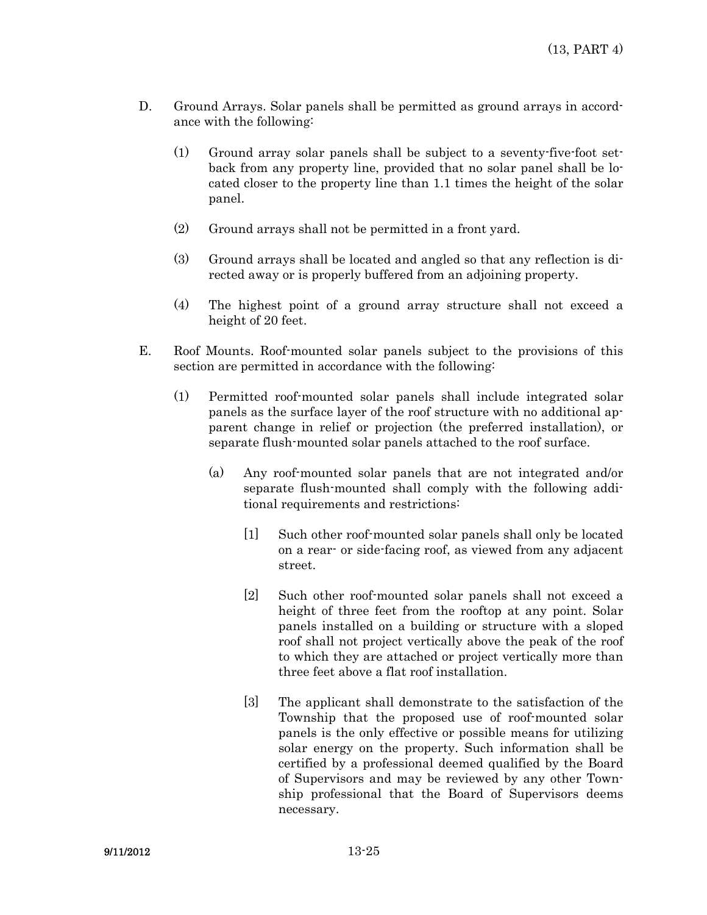D. Ground Arrays. Solar panels shall be permitted as ground arrays in accordance with the following:

(1) Ground array solar panels shall be subject to a seventy-five-foot setback from any property line, provided that no solar panel shall be located closer to the property line than 1.1 times the height of the solar panel.

(2) Ground arrays shall not be permitted in a front yard.

(3) Ground arrays shall be located and angled so that any reflection is directed away or is properly buffered from an adjoining property.

(4) The highest point of a ground array structure shall not exceed a height of 20 feet.

E. Roof Mounts. Roof-mounted solar panels subject to the provisions of this section are permitted in accordance with the following:

(1) Permitted roof-mounted solar panels shall include integrated solar panels as the surface layer of the roof structure with no additional apparent change in relief or projection (the preferred installation), or separate flush-mounted solar panels attached to the roof surface.

(a) Any roof-mounted solar panels that are not integrated and/or separate flush-mounted shall comply with the following additional requirements and restrictions:

[1] Such other roof-mounted solar panels shall only be located on a rear- or side-facing roof, as viewed from any adjacent street.

[2] Such other roof-mounted solar panels shall not exceed a height of three feet from the rooftop at any point. Solar panels installed on a building or structure with a sloped roof shall not project vertically above the peak of the roof to which they are attached or project vertically more than three feet above a flat roof installation.

[3] The applicant shall demonstrate to the satisfaction of the Township that the proposed use of roof-mounted solar panels is the only effective or possible means for utilizing solar energy on the property. Such information shall be certified by a professional deemed qualified by the Board of Supervisors and may be reviewed by any other Township professional that the Board of Supervisors deems necessary.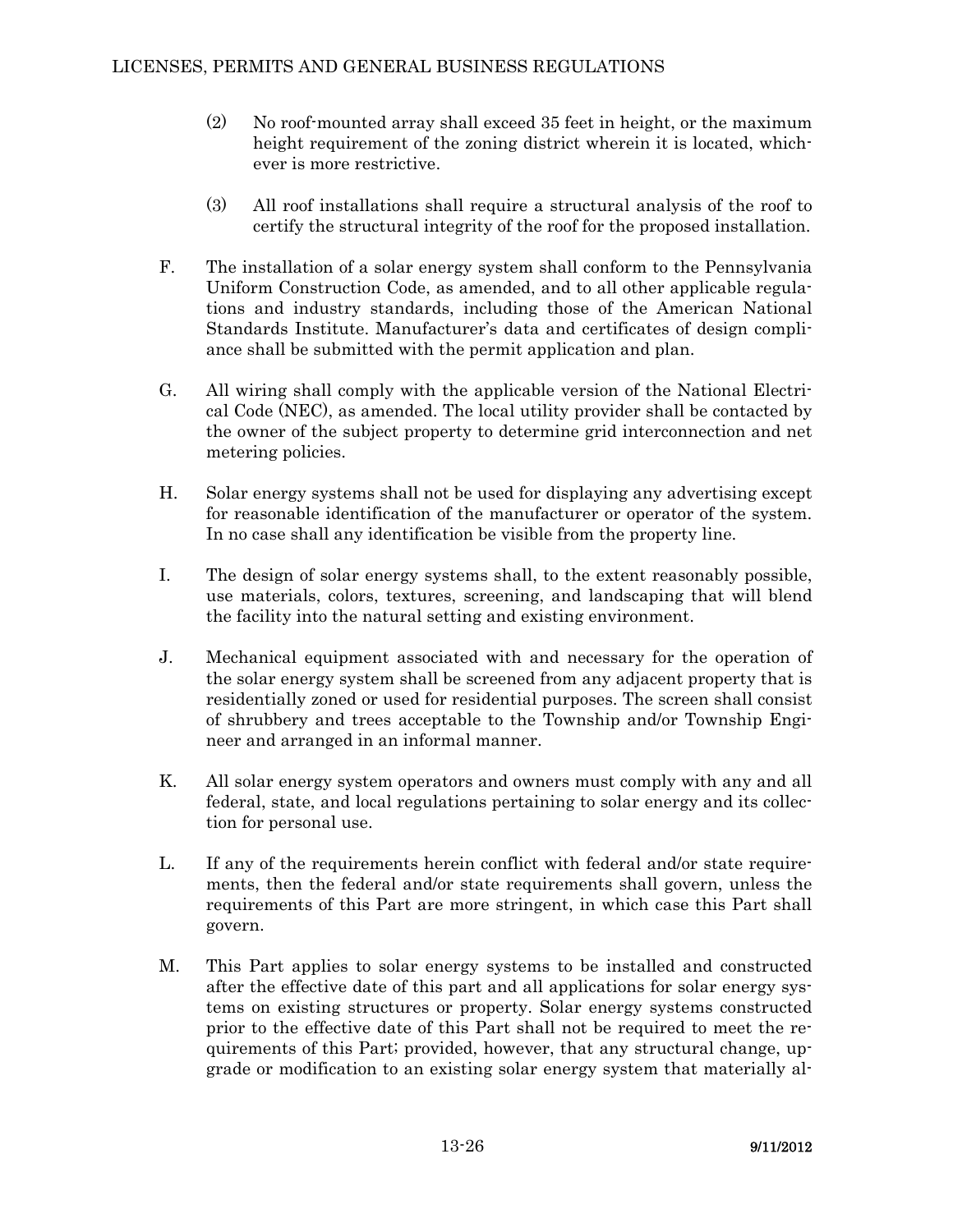(2) No roof-mounted array shall exceed 35 feet in height, or the maximum height requirement of the zoning district wherein it is located, whichever is more restrictive.

(3) All roof installations shall require a structural analysis of the roof to certify the structural integrity of the roof for the proposed installation.

F. The installation of a solar energy system shall conform to the Pennsylvania Uniform Construction Code, as amended, and to all other applicable regulations and industry standards, including those of the American National Standards Institute. Manufacturer's data and certificates of design compliance shall be submitted with the permit application and plan.

G. All wiring shall comply with the applicable version of the National Electrical Code (NEC), as amended. The local utility provider shall be contacted by the owner of the subject property to determine grid interconnection and net metering policies.

H. Solar energy systems shall not be used for displaying any advertising except for reasonable identification of the manufacturer or operator of the system. In no case shall any identification be visible from the property line.

I. The design of solar energy systems shall, to the extent reasonably possible, use materials, colors, textures, screening, and landscaping that will blend the facility into the natural setting and existing environment.

J. Mechanical equipment associated with and necessary for the operation of the solar energy system shall be screened from any adjacent property that is residentially zoned or used for residential purposes. The screen shall consist of shrubbery and trees acceptable to the Township and/or Township Engineer and arranged in an informal manner.

K. All solar energy system operators and owners must comply with any and all federal, state, and local regulations pertaining to solar energy and its collection for personal use.

L. If any of the requirements herein conflict with federal and/or state requirements, then the federal and/or state requirements shall govern, unless the requirements of this Part are more stringent, in which case this Part shall govern.

M. This Part applies to solar energy systems to be installed and constructed after the effective date of this part and all applications for solar energy systems on existing structures or property. Solar energy systems constructed prior to the effective date of this Part shall not be required to meet the requirements of this Part; provided, however, that any structural change, upgrade or modification to an existing solar energy system that materially al-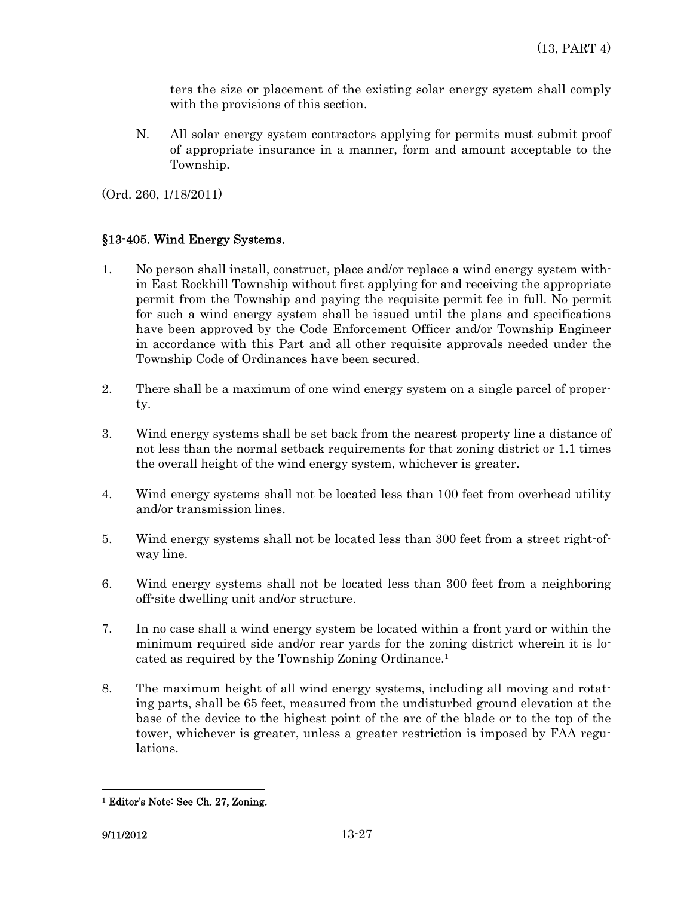ters the size or placement of the existing solar energy system shall comply with the provisions of this section.

N. All solar energy system contractors applying for permits must submit proof of appropriate insurance in a manner, form and amount acceptable to the Township.

(Ord. 260, 1/18/2011)

## §13-405. Wind Energy Systems.

1. No person shall install, construct, place and/or replace a wind energy system within East Rockhill Township without first applying for and receiving the appropriate permit from the Township and paying the requisite permit fee in full. No permit for such a wind energy system shall be issued until the plans and specifications have been approved by the Code Enforcement Officer and/or Township Engineer in accordance with this Part and all other requisite approvals needed under the Township Code of Ordinances have been secured.

2. There shall be a maximum of one wind energy system on a single parcel of property.

3. Wind energy systems shall be set back from the nearest property line a distance of not less than the normal setback requirements for that zoning district or 1.1 times the overall height of the wind energy system, whichever is greater.

4. Wind energy systems shall not be located less than 100 feet from overhead utility and/or transmission lines.

5. Wind energy systems shall not be located less than 300 feet from a street right-of-way line.

6. Wind energy systems shall not be located less than 300 feet from a neighboring off-site dwelling unit and/or structure.

7. In no case shall a wind energy system be located within a front yard or within the minimum required side and/or rear yards for the zoning district wherein it is located as required by the Township Zoning Ordinance.[1]

8. The maximum height of all wind energy systems, including all moving and rotating parts, shall be 65 feet, measured from the undisturbed ground elevation at the base of the device to the highest point of the arc of the blade or to the top of the tower, whichever is greater, unless a greater restriction is imposed by FAA regulations.

---

[1] **Editor's Note: See Ch. 27, Zoning.**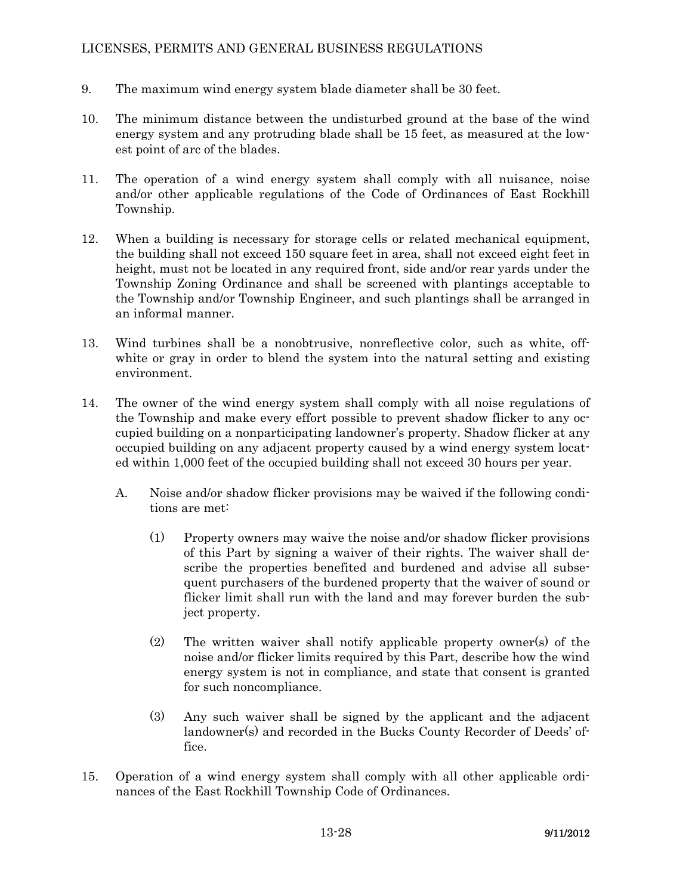9. The maximum wind energy system blade diameter shall be 30 feet.

10. The minimum distance between the undisturbed ground at the base of the wind energy system and any protruding blade shall be 15 feet, as measured at the lowest point of arc of the blades.

11. The operation of a wind energy system shall comply with all nuisance, noise and/or other applicable regulations of the Code of Ordinances of East Rockhill Township.

12. When a building is necessary for storage cells or related mechanical equipment, the building shall not exceed 150 square feet in area, shall not exceed eight feet in height, must not be located in any required front, side and/or rear yards under the Township Zoning Ordinance and shall be screened with plantings acceptable to the Township and/or Township Engineer, and such plantings shall be arranged in an informal manner.

13. Wind turbines shall be a nonobtrusive, nonreflective color, such as white, off-white or gray in order to blend the system into the natural setting and existing environment.

14. The owner of the wind energy system shall comply with all noise regulations of the Township and make every effort possible to prevent shadow flicker to any occupied building on a nonparticipating landowner's property. Shadow flicker at any occupied building on any adjacent property caused by a wind energy system located within 1,000 feet of the occupied building shall not exceed 30 hours per year.

    A. Noise and/or shadow flicker provisions may be waived if the following conditions are met:

        (1) Property owners may waive the noise and/or shadow flicker provisions of this Part by signing a waiver of their rights. The waiver shall describe the properties benefited and burdened and advise all subsequent purchasers of the burdened property that the waiver of sound or flicker limit shall run with the land and may forever burden the subject property.

        (2) The written waiver shall notify applicable property owner(s) of the noise and/or flicker limits required by this Part, describe how the wind energy system is not in compliance, and state that consent is granted for such noncompliance.

        (3) Any such waiver shall be signed by the applicant and the adjacent landowner(s) and recorded in the Bucks County Recorder of Deeds' office.

15. Operation of a wind energy system shall comply with all other applicable ordinances of the East Rockhill Township Code of Ordinances.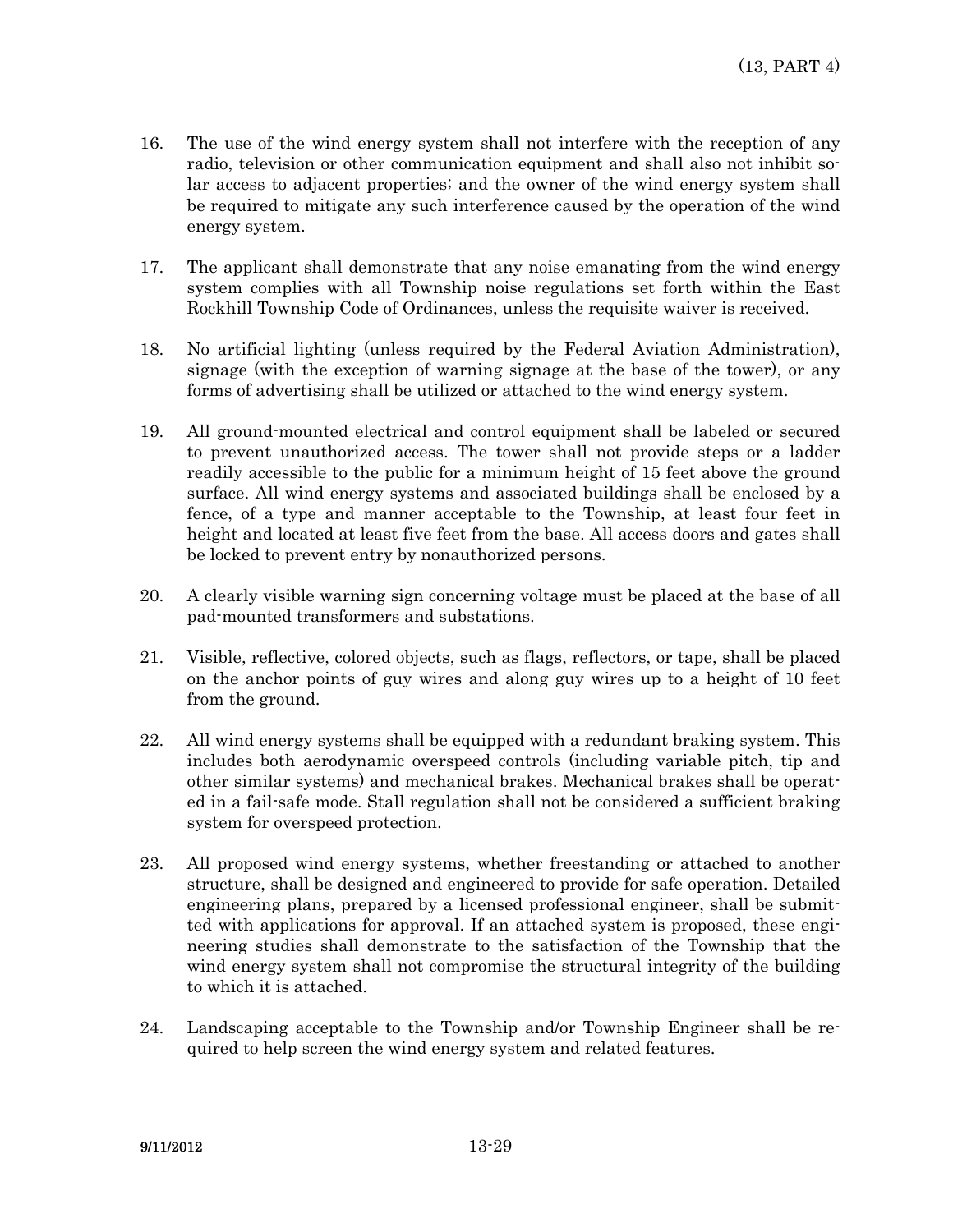16. The use of the wind energy system shall not interfere with the reception of any radio, television or other communication equipment and shall also not inhibit solar access to adjacent properties; and the owner of the wind energy system shall be required to mitigate any such interference caused by the operation of the wind energy system.

17. The applicant shall demonstrate that any noise emanating from the wind energy system complies with all Township noise regulations set forth within the East Rockhill Township Code of Ordinances, unless the requisite waiver is received.

18. No artificial lighting (unless required by the Federal Aviation Administration), signage (with the exception of warning signage at the base of the tower), or any forms of advertising shall be utilized or attached to the wind energy system.

19. All ground-mounted electrical and control equipment shall be labeled or secured to prevent unauthorized access. The tower shall not provide steps or a ladder readily accessible to the public for a minimum height of 15 feet above the ground surface. All wind energy systems and associated buildings shall be enclosed by a fence, of a type and manner acceptable to the Township, at least four feet in height and located at least five feet from the base. All access doors and gates shall be locked to prevent entry by nonauthorized persons.

20. A clearly visible warning sign concerning voltage must be placed at the base of all pad-mounted transformers and substations.

21. Visible, reflective, colored objects, such as flags, reflectors, or tape, shall be placed on the anchor points of guy wires and along guy wires up to a height of 10 feet from the ground.

22. All wind energy systems shall be equipped with a redundant braking system. This includes both aerodynamic overspeed controls (including variable pitch, tip and other similar systems) and mechanical brakes. Mechanical brakes shall be operated in a fail-safe mode. Stall regulation shall not be considered a sufficient braking system for overspeed protection.

23. All proposed wind energy systems, whether freestanding or attached to another structure, shall be designed and engineered to provide for safe operation. Detailed engineering plans, prepared by a licensed professional engineer, shall be submitted with applications for approval. If an attached system is proposed, these engineering studies shall demonstrate to the satisfaction of the Township that the wind energy system shall not compromise the structural integrity of the building to which it is attached.

24. Landscaping acceptable to the Township and/or Township Engineer shall be required to help screen the wind energy system and related features.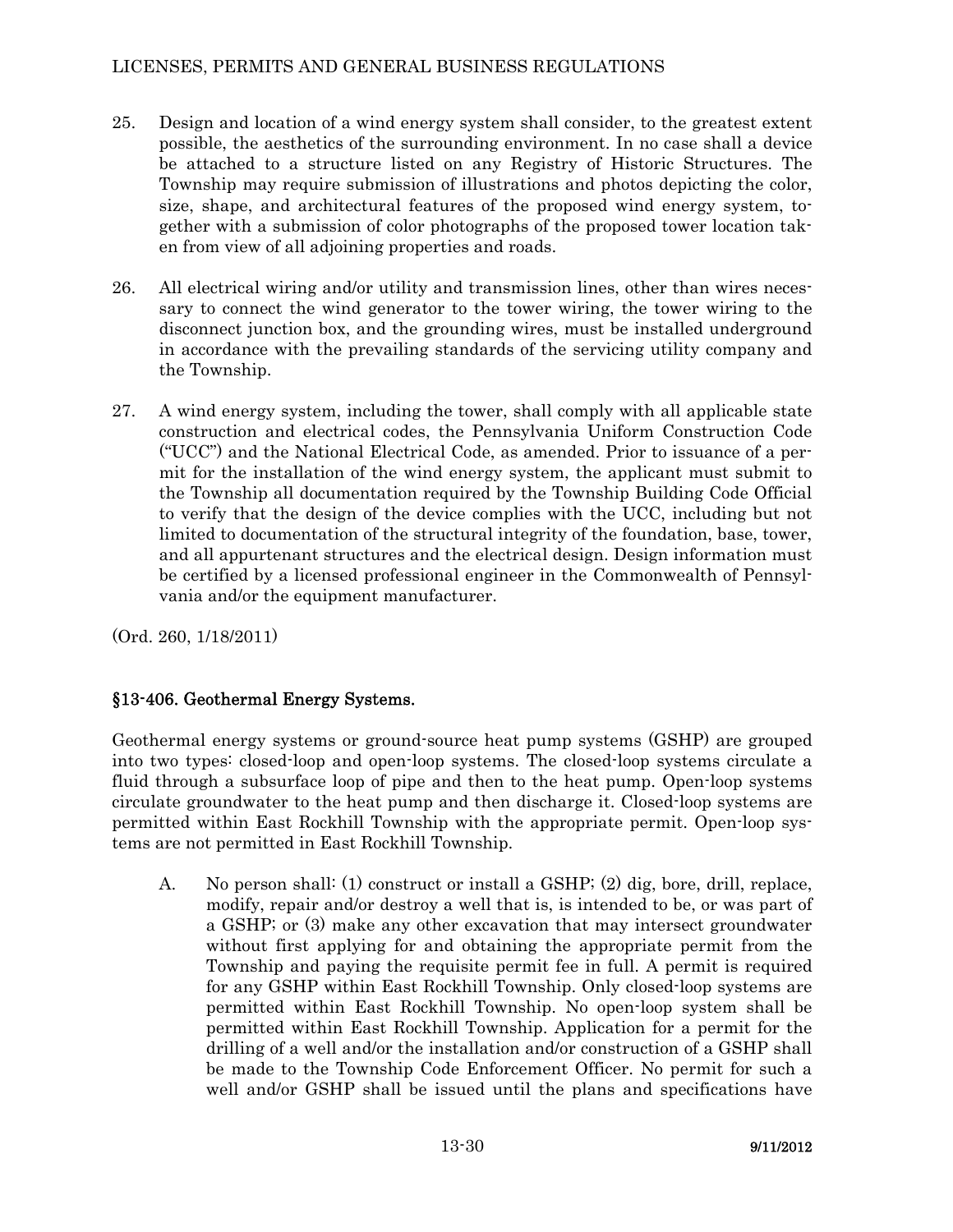25. Design and location of a wind energy system shall consider, to the greatest extent possible, the aesthetics of the surrounding environment. In no case shall a device be attached to a structure listed on any Registry of Historic Structures. The Township may require submission of illustrations and photos depicting the color, size, shape, and architectural features of the proposed wind energy system, together with a submission of color photographs of the proposed tower location taken from view of all adjoining properties and roads.

26. All electrical wiring and/or utility and transmission lines, other than wires necessary to connect the wind generator to the tower wiring, the tower wiring to the disconnect junction box, and the grounding wires, must be installed underground in accordance with the prevailing standards of the servicing utility company and the Township.

27. A wind energy system, including the tower, shall comply with all applicable state construction and electrical codes, the Pennsylvania Uniform Construction Code ("UCC") and the National Electrical Code, as amended. Prior to issuance of a permit for the installation of the wind energy system, the applicant must submit to the Township all documentation required by the Township Building Code Official to verify that the design of the device complies with the UCC, including but not limited to documentation of the structural integrity of the foundation, base, tower, and all appurtenant structures and the electrical design. Design information must be certified by a licensed professional engineer in the Commonwealth of Pennsylvania and/or the equipment manufacturer.

(Ord. 260, 1/18/2011)

## §13-406. Geothermal Energy Systems.

Geothermal energy systems or ground-source heat pump systems (GSHP) are grouped into two types: closed-loop and open-loop systems. The closed-loop systems circulate a fluid through a subsurface loop of pipe and then to the heat pump. Open-loop systems circulate groundwater to the heat pump and then discharge it. Closed-loop systems are permitted within East Rockhill Township with the appropriate permit. Open-loop systems are not permitted in East Rockhill Township.

A. No person shall: (1) construct or install a GSHP; (2) dig, bore, drill, replace, modify, repair and/or destroy a well that is, is intended to be, or was part of a GSHP; or (3) make any other excavation that may intersect groundwater without first applying for and obtaining the appropriate permit from the Township and paying the requisite permit fee in full. A permit is required for any GSHP within East Rockhill Township. Only closed-loop systems are permitted within East Rockhill Township. No open-loop system shall be permitted within East Rockhill Township. Application for a permit for the drilling of a well and/or the installation and/or construction of a GSHP shall be made to the Township Code Enforcement Officer. No permit for such a well and/or GSHP shall be issued until the plans and specifications have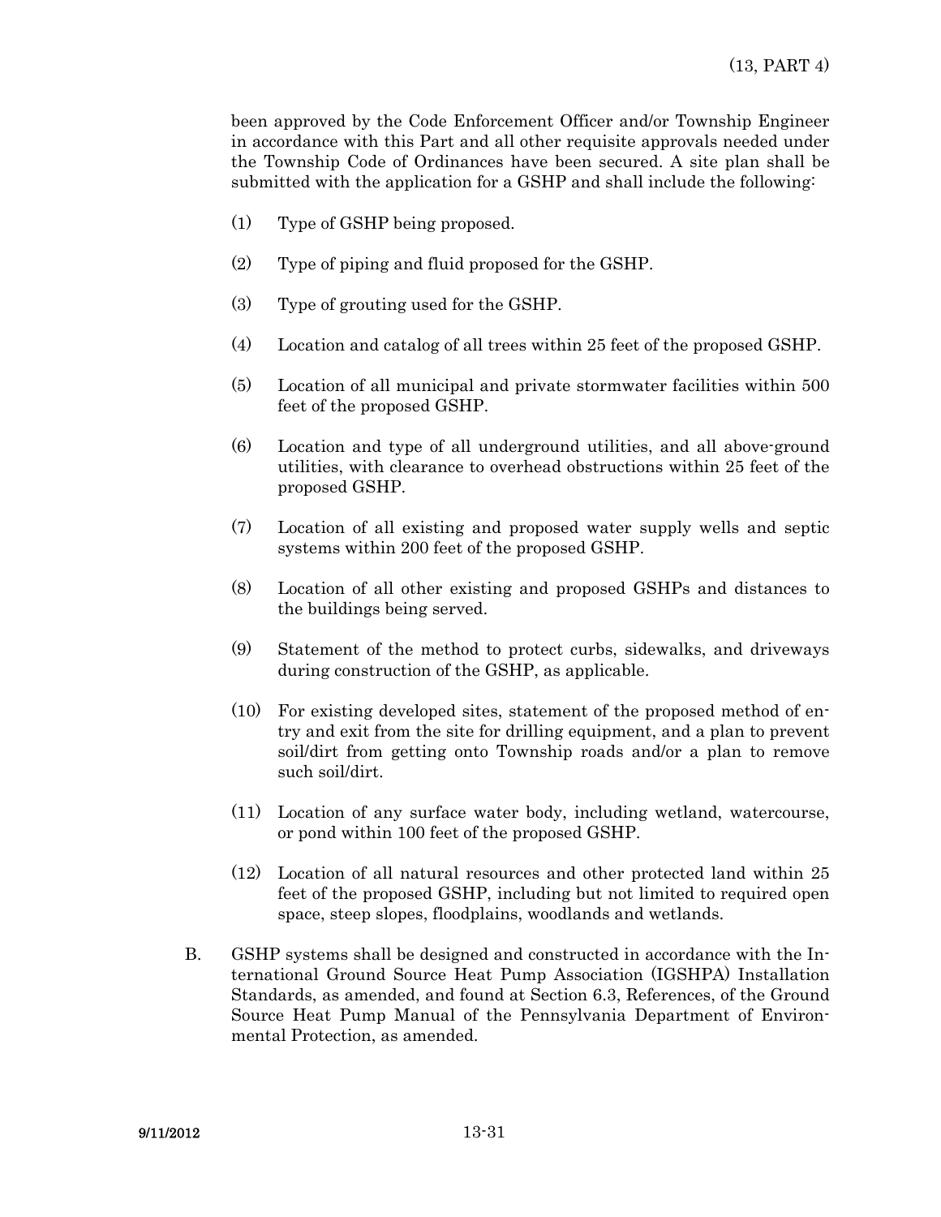been approved by the Code Enforcement Officer and/or Township Engineer in accordance with this Part and all other requisite approvals needed under the Township Code of Ordinances have been secured. A site plan shall be submitted with the application for a GSHP and shall include the following:

(1) Type of GSHP being proposed.

(2) Type of piping and fluid proposed for the GSHP.

(3) Type of grouting used for the GSHP.

(4) Location and catalog of all trees within 25 feet of the proposed GSHP.

(5) Location of all municipal and private stormwater facilities within 500 feet of the proposed GSHP.

(6) Location and type of all underground utilities, and all above-ground utilities, with clearance to overhead obstructions within 25 feet of the proposed GSHP.

(7) Location of all existing and proposed water supply wells and septic systems within 200 feet of the proposed GSHP.

(8) Location of all other existing and proposed GSHPs and distances to the buildings being served.

(9) Statement of the method to protect curbs, sidewalks, and driveways during construction of the GSHP, as applicable.

(10) For existing developed sites, statement of the proposed method of entry and exit from the site for drilling equipment, and a plan to prevent soil/dirt from getting onto Township roads and/or a plan to remove such soil/dirt.

(11) Location of any surface water body, including wetland, watercourse, or pond within 100 feet of the proposed GSHP.

(12) Location of all natural resources and other protected land within 25 feet of the proposed GSHP, including but not limited to required open space, steep slopes, floodplains, woodlands and wetlands.

B. GSHP systems shall be designed and constructed in accordance with the International Ground Source Heat Pump Association (IGSHPA) Installation Standards, as amended, and found at Section 6.3, References, of the Ground Source Heat Pump Manual of the Pennsylvania Department of Environmental Protection, as amended.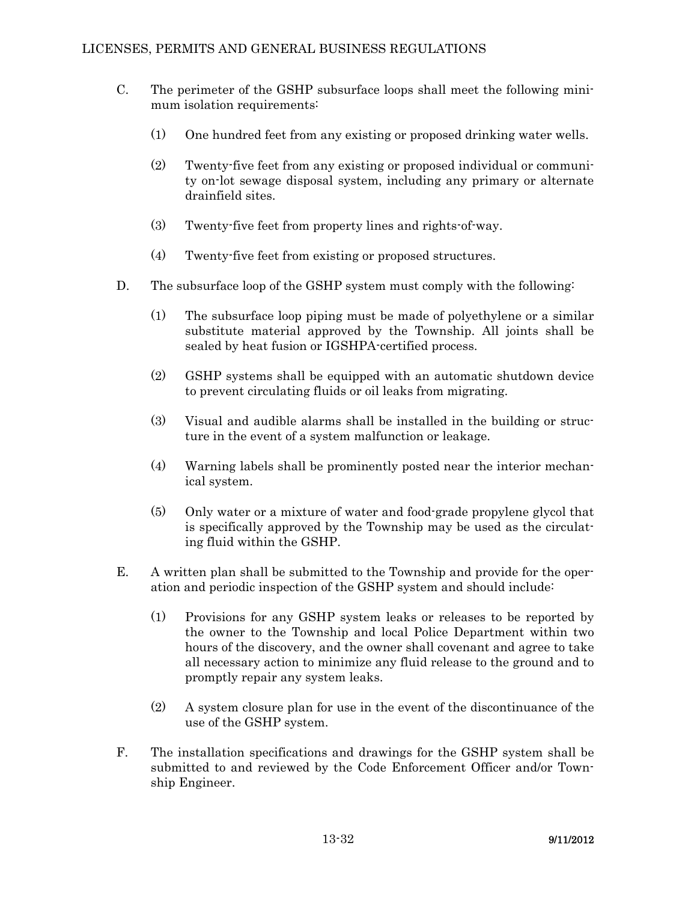C. The perimeter of the GSHP subsurface loops shall meet the following minimum isolation requirements:

   (1) One hundred feet from any existing or proposed drinking water wells.

   (2) Twenty-five feet from any existing or proposed individual or community on-lot sewage disposal system, including any primary or alternate drainfield sites.

   (3) Twenty-five feet from property lines and rights-of-way.

   (4) Twenty-five feet from existing or proposed structures.

D. The subsurface loop of the GSHP system must comply with the following:

   (1) The subsurface loop piping must be made of polyethylene or a similar substitute material approved by the Township. All joints shall be sealed by heat fusion or IGSHPA-certified process.

   (2) GSHP systems shall be equipped with an automatic shutdown device to prevent circulating fluids or oil leaks from migrating.

   (3) Visual and audible alarms shall be installed in the building or structure in the event of a system malfunction or leakage.

   (4) Warning labels shall be prominently posted near the interior mechanical system.

   (5) Only water or a mixture of water and food-grade propylene glycol that is specifically approved by the Township may be used as the circulating fluid within the GSHP.

E. A written plan shall be submitted to the Township and provide for the operation and periodic inspection of the GSHP system and should include:

   (1) Provisions for any GSHP system leaks or releases to be reported by the owner to the Township and local Police Department within two hours of the discovery, and the owner shall covenant and agree to take all necessary action to minimize any fluid release to the ground and to promptly repair any system leaks.

   (2) A system closure plan for use in the event of the discontinuance of the use of the GSHP system.

F. The installation specifications and drawings for the GSHP system shall be submitted to and reviewed by the Code Enforcement Officer and/or Township Engineer.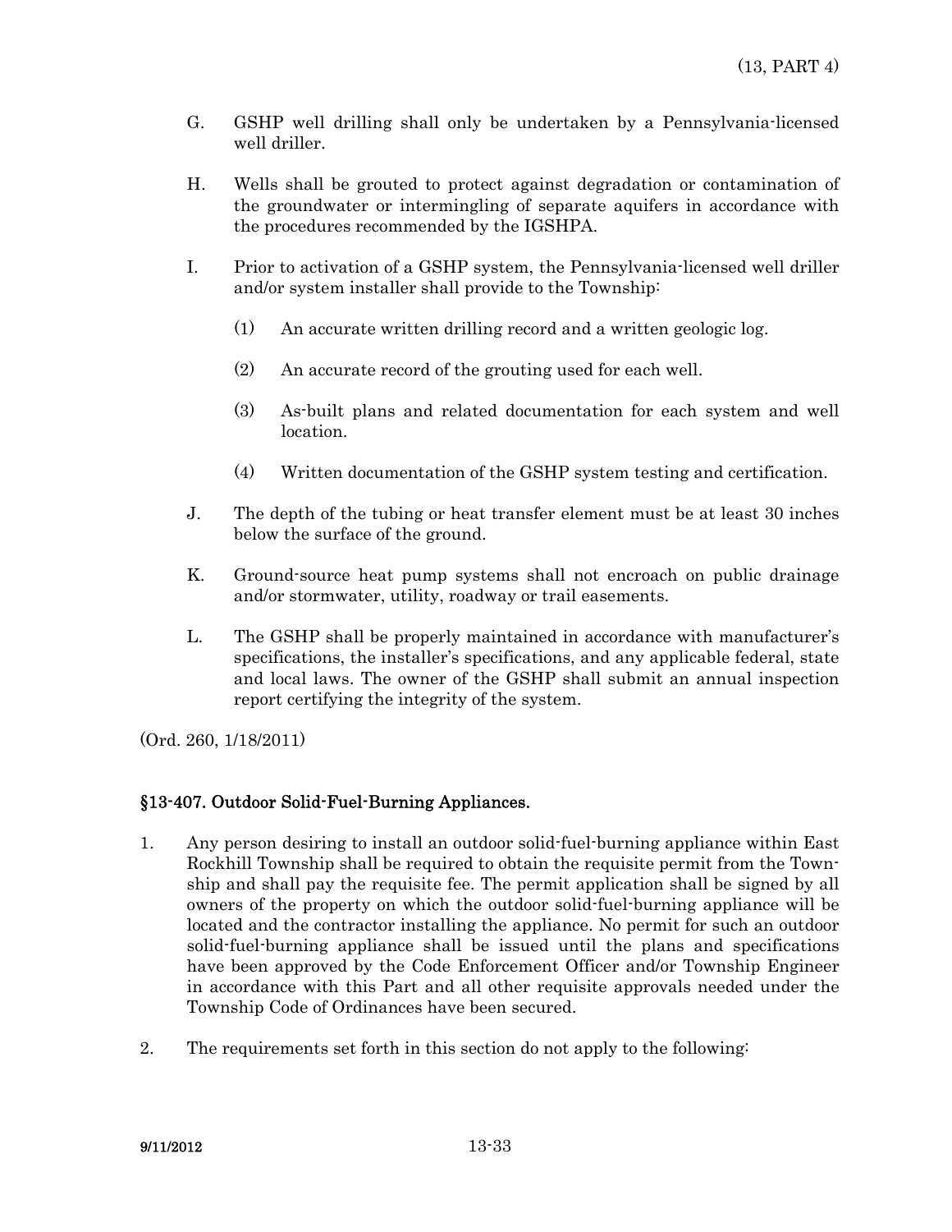G. GSHP well drilling shall only be undertaken by a Pennsylvania-licensed well driller.

H. Wells shall be grouted to protect against degradation or contamination of the groundwater or intermingling of separate aquifers in accordance with the procedures recommended by the IGSHPA.

I. Prior to activation of a GSHP system, the Pennsylvania-licensed well driller and/or system installer shall provide to the Township:

(1) An accurate written drilling record and a written geologic log.

(2) An accurate record of the grouting used for each well.

(3) As-built plans and related documentation for each system and well location.

(4) Written documentation of the GSHP system testing and certification.

J. The depth of the tubing or heat transfer element must be at least 30 inches below the surface of the ground.

K. Ground-source heat pump systems shall not encroach on public drainage and/or stormwater, utility, roadway or trail easements.

L. The GSHP shall be properly maintained in accordance with manufacturer's specifications, the installer's specifications, and any applicable federal, state and local laws. The owner of the GSHP shall submit an annual inspection report certifying the integrity of the system.

(Ord. 260, 1/18/2011)

## §13-407. Outdoor Solid-Fuel-Burning Appliances.

1. Any person desiring to install an outdoor solid-fuel-burning appliance within East Rockhill Township shall be required to obtain the requisite permit from the Township and shall pay the requisite fee. The permit application shall be signed by all owners of the property on which the outdoor solid-fuel-burning appliance will be located and the contractor installing the appliance. No permit for such an outdoor solid-fuel-burning appliance shall be issued until the plans and specifications have been approved by the Code Enforcement Officer and/or Township Engineer in accordance with this Part and all other requisite approvals needed under the Township Code of Ordinances have been secured.

2. The requirements set forth in this section do not apply to the following: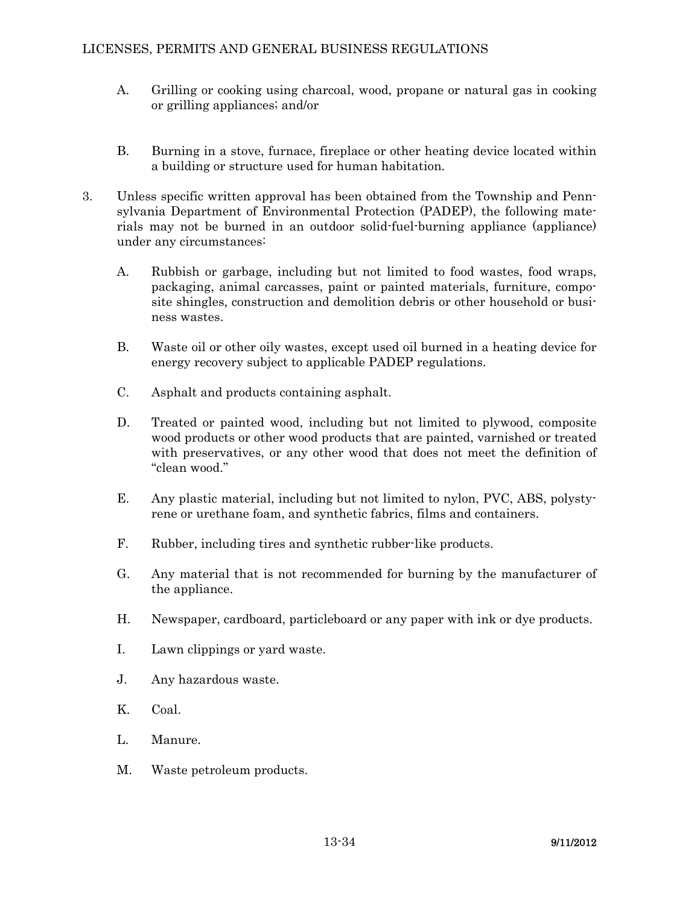A. Grilling or cooking using charcoal, wood, propane or natural gas in cooking or grilling appliances; and/or

B. Burning in a stove, furnace, fireplace or other heating device located within a building or structure used for human habitation.

3. Unless specific written approval has been obtained from the Township and Pennsylvania Department of Environmental Protection (PADEP), the following materials may not be burned in an outdoor solid-fuel-burning appliance (appliance) under any circumstances:

   A. Rubbish or garbage, including but not limited to food wastes, food wraps, packaging, animal carcasses, paint or painted materials, furniture, composite shingles, construction and demolition debris or other household or business wastes.

   B. Waste oil or other oily wastes, except used oil burned in a heating device for energy recovery subject to applicable PADEP regulations.

   C. Asphalt and products containing asphalt.

   D. Treated or painted wood, including but not limited to plywood, composite wood products or other wood products that are painted, varnished or treated with preservatives, or any other wood that does not meet the definition of "clean wood."

   E. Any plastic material, including but not limited to nylon, PVC, ABS, polystyrene or urethane foam, and synthetic fabrics, films and containers.

   F. Rubber, including tires and synthetic rubber-like products.

   G. Any material that is not recommended for burning by the manufacturer of the appliance.

   H. Newspaper, cardboard, particleboard or any paper with ink or dye products.

   I. Lawn clippings or yard waste.

   J. Any hazardous waste.

   K. Coal.

   L. Manure.

   M. Waste petroleum products.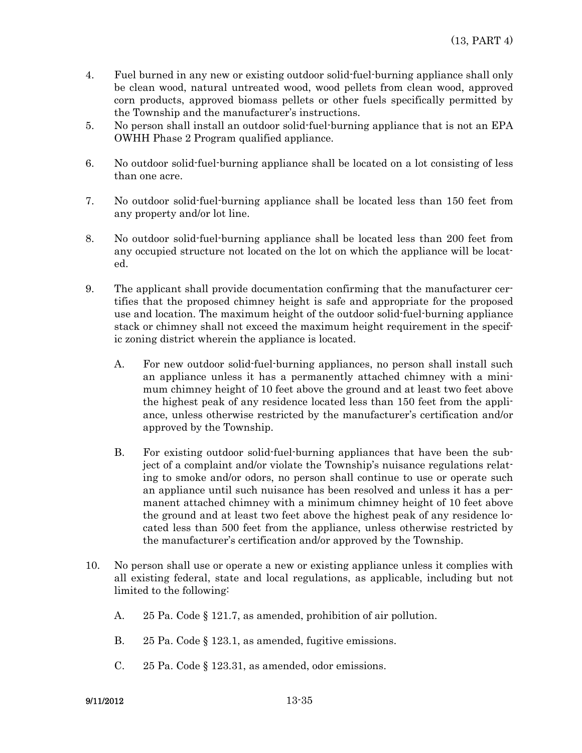4. Fuel burned in any new or existing outdoor solid-fuel-burning appliance shall only be clean wood, natural untreated wood, wood pellets from clean wood, approved corn products, approved biomass pellets or other fuels specifically permitted by the Township and the manufacturer's instructions.

5. No person shall install an outdoor solid-fuel-burning appliance that is not an EPA OWHH Phase 2 Program qualified appliance.

6. No outdoor solid-fuel-burning appliance shall be located on a lot consisting of less than one acre.

7. No outdoor solid-fuel-burning appliance shall be located less than 150 feet from any property and/or lot line.

8. No outdoor solid-fuel-burning appliance shall be located less than 200 feet from any occupied structure not located on the lot on which the appliance will be located.

9. The applicant shall provide documentation confirming that the manufacturer certifies that the proposed chimney height is safe and appropriate for the proposed use and location. The maximum height of the outdoor solid-fuel-burning appliance stack or chimney shall not exceed the maximum height requirement in the specific zoning district wherein the appliance is located.

   A. For new outdoor solid-fuel-burning appliances, no person shall install such an appliance unless it has a permanently attached chimney with a minimum chimney height of 10 feet above the ground and at least two feet above the highest peak of any residence located less than 150 feet from the appliance, unless otherwise restricted by the manufacturer's certification and/or approved by the Township.

   B. For existing outdoor solid-fuel-burning appliances that have been the subject of a complaint and/or violate the Township's nuisance regulations relating to smoke and/or odors, no person shall continue to use or operate such an appliance until such nuisance has been resolved and unless it has a permanent attached chimney with a minimum chimney height of 10 feet above the ground and at least two feet above the highest peak of any residence located less than 500 feet from the appliance, unless otherwise restricted by the manufacturer's certification and/or approved by the Township.

10. No person shall use or operate a new or existing appliance unless it complies with all existing federal, state and local regulations, as applicable, including but not limited to the following:

    A. 25 Pa. Code § 121.7, as amended, prohibition of air pollution.

    B. 25 Pa. Code § 123.1, as amended, fugitive emissions.

    C. 25 Pa. Code § 123.31, as amended, odor emissions.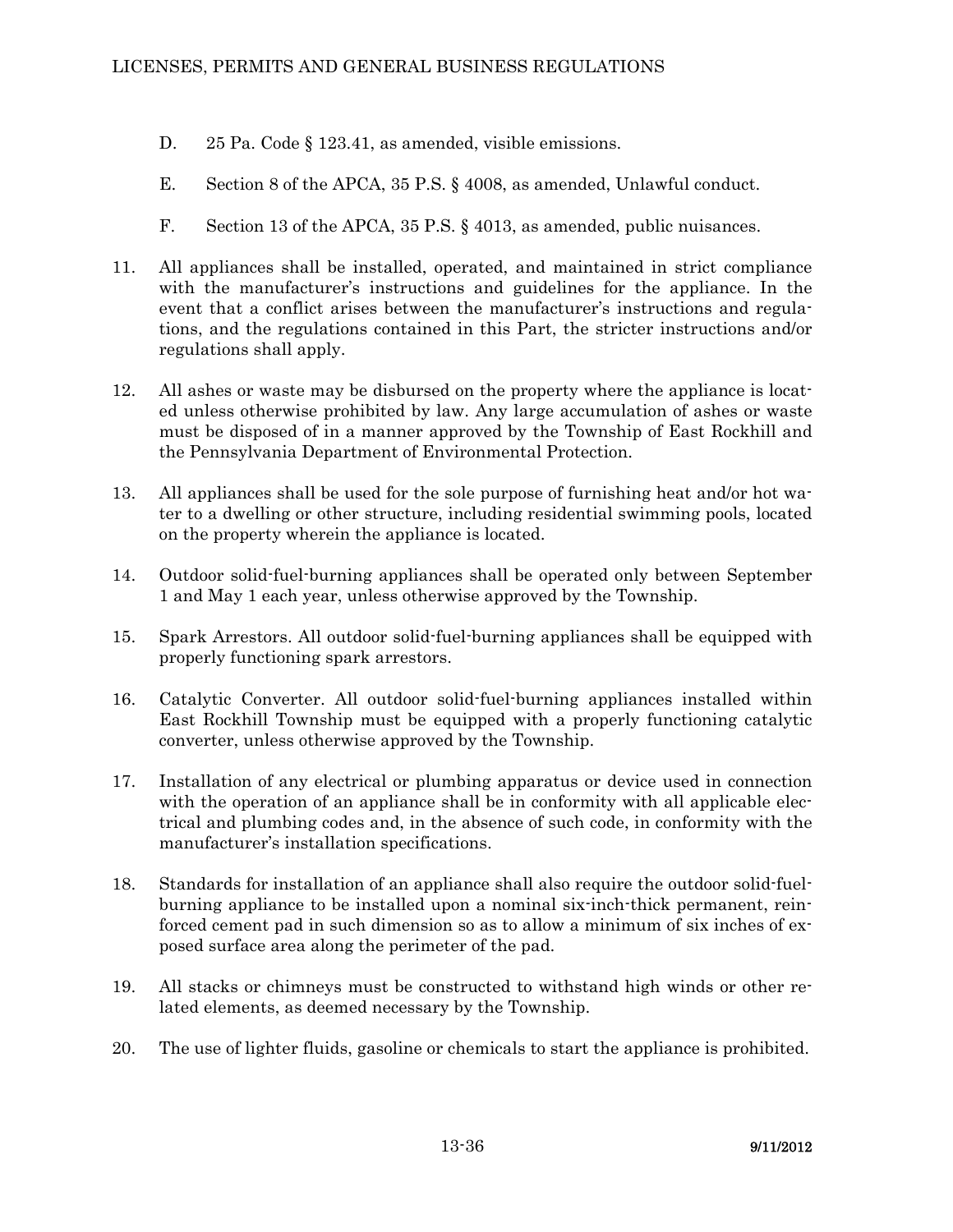D. 25 Pa. Code § 123.41, as amended, visible emissions.

E. Section 8 of the APCA, 35 P.S. § 4008, as amended, Unlawful conduct.

F. Section 13 of the APCA, 35 P.S. § 4013, as amended, public nuisances.

11. All appliances shall be installed, operated, and maintained in strict compliance with the manufacturer's instructions and guidelines for the appliance. In the event that a conflict arises between the manufacturer's instructions and regulations, and the regulations contained in this Part, the stricter instructions and/or regulations shall apply.

12. All ashes or waste may be disbursed on the property where the appliance is located unless otherwise prohibited by law. Any large accumulation of ashes or waste must be disposed of in a manner approved by the Township of East Rockhill and the Pennsylvania Department of Environmental Protection.

13. All appliances shall be used for the sole purpose of furnishing heat and/or hot water to a dwelling or other structure, including residential swimming pools, located on the property wherein the appliance is located.

14. Outdoor solid-fuel-burning appliances shall be operated only between September 1 and May 1 each year, unless otherwise approved by the Township.

15. Spark Arrestors. All outdoor solid-fuel-burning appliances shall be equipped with properly functioning spark arrestors.

16. Catalytic Converter. All outdoor solid-fuel-burning appliances installed within East Rockhill Township must be equipped with a properly functioning catalytic converter, unless otherwise approved by the Township.

17. Installation of any electrical or plumbing apparatus or device used in connection with the operation of an appliance shall be in conformity with all applicable electrical and plumbing codes and, in the absence of such code, in conformity with the manufacturer's installation specifications.

18. Standards for installation of an appliance shall also require the outdoor solid-fuel-burning appliance to be installed upon a nominal six-inch-thick permanent, reinforced cement pad in such dimension so as to allow a minimum of six inches of exposed surface area along the perimeter of the pad.

19. All stacks or chimneys must be constructed to withstand high winds or other related elements, as deemed necessary by the Township.

20. The use of lighter fluids, gasoline or chemicals to start the appliance is prohibited.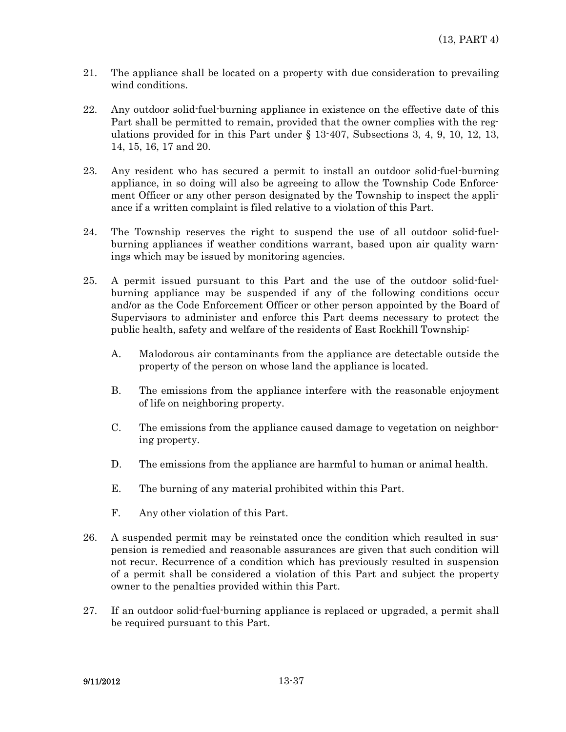21. The appliance shall be located on a property with due consideration to prevailing wind conditions.

22. Any outdoor solid-fuel-burning appliance in existence on the effective date of this Part shall be permitted to remain, provided that the owner complies with the regulations provided for in this Part under § 13-407, Subsections 3, 4, 9, 10, 12, 13, 14, 15, 16, 17 and 20.

23. Any resident who has secured a permit to install an outdoor solid-fuel-burning appliance, in so doing will also be agreeing to allow the Township Code Enforcement Officer or any other person designated by the Township to inspect the appliance if a written complaint is filed relative to a violation of this Part.

24. The Township reserves the right to suspend the use of all outdoor solid-fuel-burning appliances if weather conditions warrant, based upon air quality warnings which may be issued by monitoring agencies.

25. A permit issued pursuant to this Part and the use of the outdoor solid-fuel-burning appliance may be suspended if any of the following conditions occur and/or as the Code Enforcement Officer or other person appointed by the Board of Supervisors to administer and enforce this Part deems necessary to protect the public health, safety and welfare of the residents of East Rockhill Township:

    A. Malodorous air contaminants from the appliance are detectable outside the property of the person on whose land the appliance is located.

    B. The emissions from the appliance interfere with the reasonable enjoyment of life on neighboring property.

    C. The emissions from the appliance caused damage to vegetation on neighboring property.

    D. The emissions from the appliance are harmful to human or animal health.

    E. The burning of any material prohibited within this Part.

    F. Any other violation of this Part.

26. A suspended permit may be reinstated once the condition which resulted in suspension is remedied and reasonable assurances are given that such condition will not recur. Recurrence of a condition which has previously resulted in suspension of a permit shall be considered a violation of this Part and subject the property owner to the penalties provided within this Part.

27. If an outdoor solid-fuel-burning appliance is replaced or upgraded, a permit shall be required pursuant to this Part.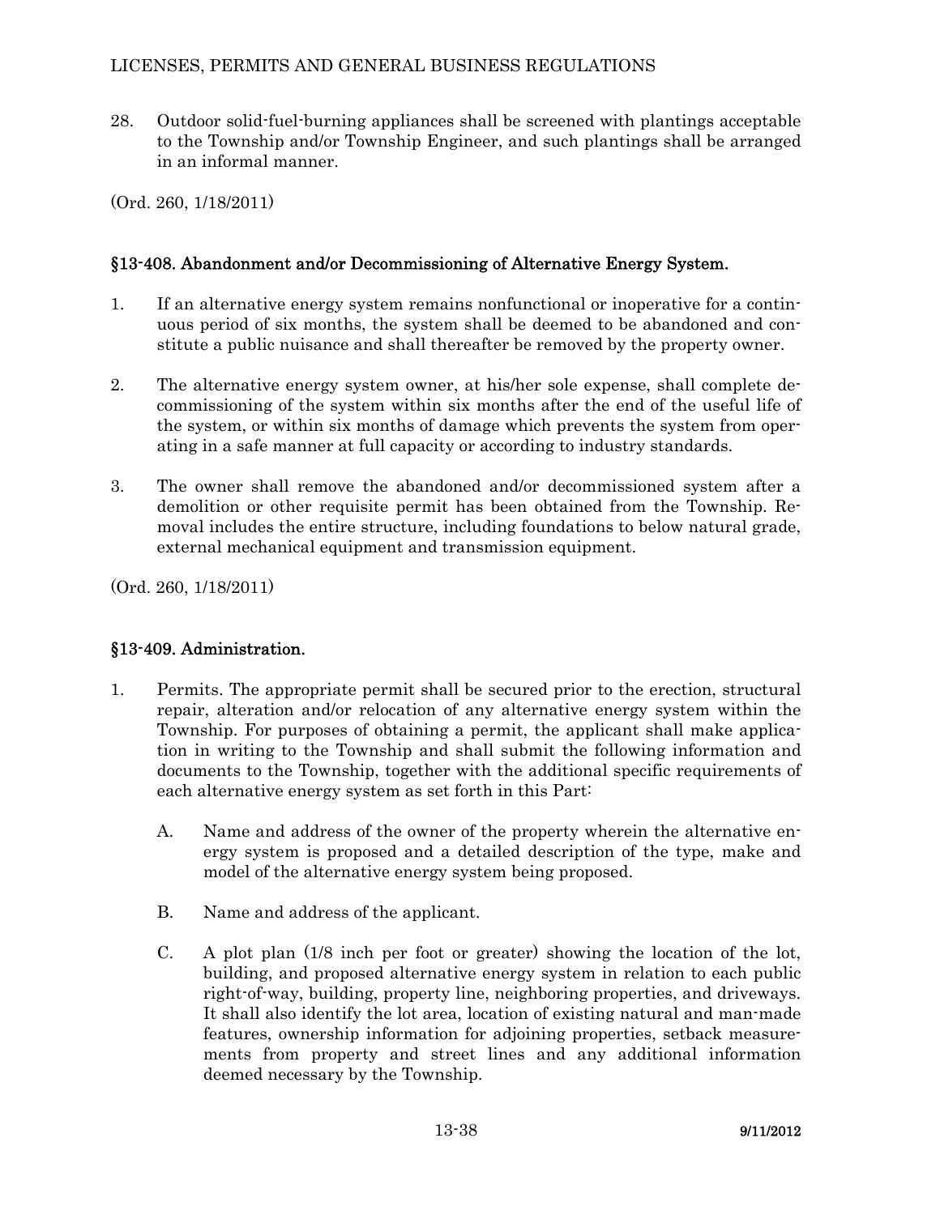28. Outdoor solid-fuel-burning appliances shall be screened with plantings acceptable to the Township and/or Township Engineer, and such plantings shall be arranged in an informal manner.

(Ord. 260, 1/18/2011)

## §13-408. Abandonment and/or Decommissioning of Alternative Energy System.

1. If an alternative energy system remains nonfunctional or inoperative for a continuous period of six months, the system shall be deemed to be abandoned and constitute a public nuisance and shall thereafter be removed by the property owner.

2. The alternative energy system owner, at his/her sole expense, shall complete decommissioning of the system within six months after the end of the useful life of the system, or within six months of damage which prevents the system from operating in a safe manner at full capacity or according to industry standards.

3. The owner shall remove the abandoned and/or decommissioned system after a demolition or other requisite permit has been obtained from the Township. Removal includes the entire structure, including foundations to below natural grade, external mechanical equipment and transmission equipment.

(Ord. 260, 1/18/2011)

## §13-409. Administration.

1. Permits. The appropriate permit shall be secured prior to the erection, structural repair, alteration and/or relocation of any alternative energy system within the Township. For purposes of obtaining a permit, the applicant shall make application in writing to the Township and shall submit the following information and documents to the Township, together with the additional specific requirements of each alternative energy system as set forth in this Part:

   A. Name and address of the owner of the property wherein the alternative energy system is proposed and a detailed description of the type, make and model of the alternative energy system being proposed.

   B. Name and address of the applicant.

   C. A plot plan (1/8 inch per foot or greater) showing the location of the lot, building, and proposed alternative energy system in relation to each public right-of-way, building, property line, neighboring properties, and driveways. It shall also identify the lot area, location of existing natural and man-made features, ownership information for adjoining properties, setback measurements from property and street lines and any additional information deemed necessary by the Township.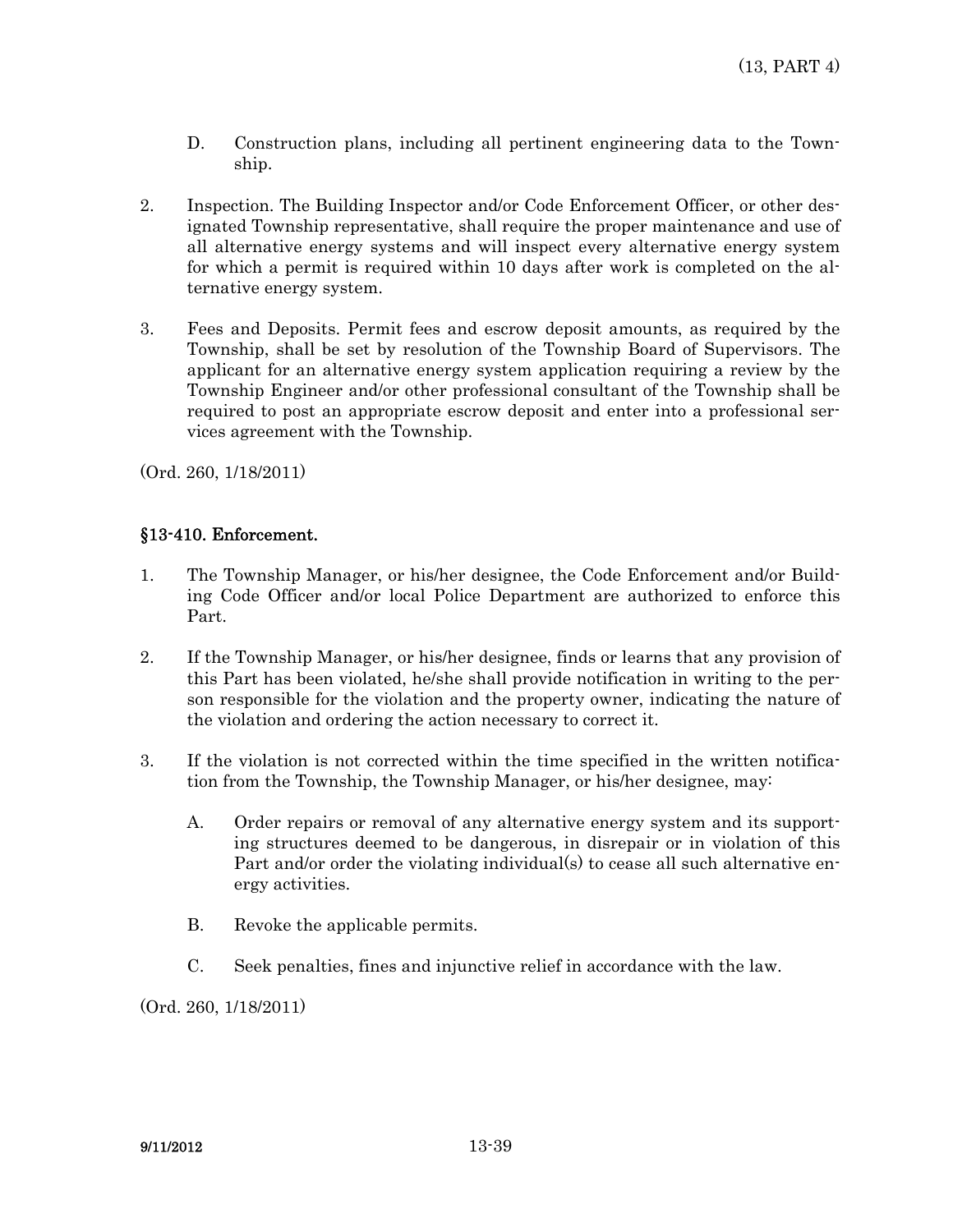D. Construction plans, including all pertinent engineering data to the Township.

2. Inspection. The Building Inspector and/or Code Enforcement Officer, or other designated Township representative, shall require the proper maintenance and use of all alternative energy systems and will inspect every alternative energy system for which a permit is required within 10 days after work is completed on the alternative energy system.

3. Fees and Deposits. Permit fees and escrow deposit amounts, as required by the Township, shall be set by resolution of the Township Board of Supervisors. The applicant for an alternative energy system application requiring a review by the Township Engineer and/or other professional consultant of the Township shall be required to post an appropriate escrow deposit and enter into a professional services agreement with the Township.

(Ord. 260, 1/18/2011)

### §13-410. Enforcement.

1. The Township Manager, or his/her designee, the Code Enforcement and/or Building Code Officer and/or local Police Department are authorized to enforce this Part.

2. If the Township Manager, or his/her designee, finds or learns that any provision of this Part has been violated, he/she shall provide notification in writing to the person responsible for the violation and the property owner, indicating the nature of the violation and ordering the action necessary to correct it.

3. If the violation is not corrected within the time specified in the written notification from the Township, the Township Manager, or his/her designee, may:

   A. Order repairs or removal of any alternative energy system and its supporting structures deemed to be dangerous, in disrepair or in violation of this Part and/or order the violating individual(s) to cease all such alternative energy activities.

   B. Revoke the applicable permits.

   C. Seek penalties, fines and injunctive relief in accordance with the law.

(Ord. 260, 1/18/2011)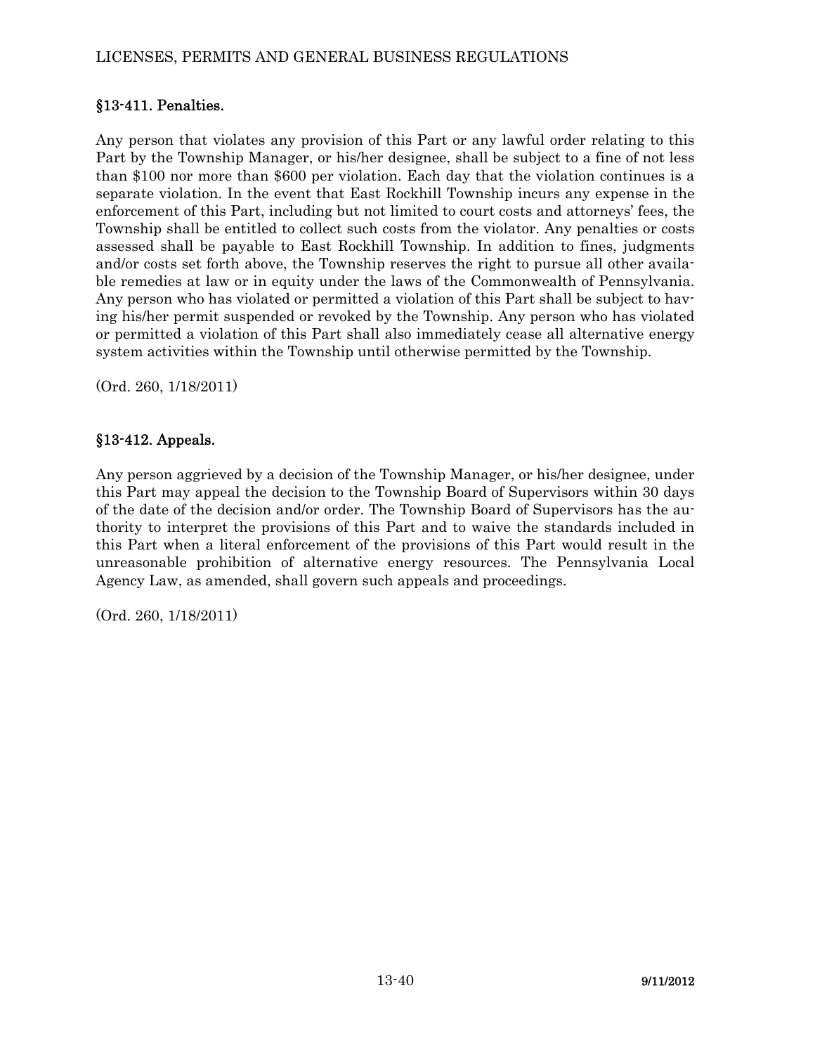## §13-411. Penalties.

Any person that violates any provision of this Part or any lawful order relating to this Part by the Township Manager, or his/her designee, shall be subject to a fine of not less than $100 nor more than $600 per violation. Each day that the violation continues is a separate violation. In the event that East Rockhill Township incurs any expense in the enforcement of this Part, including but not limited to court costs and attorneys' fees, the Township shall be entitled to collect such costs from the violator. Any penalties or costs assessed shall be payable to East Rockhill Township. In addition to fines, judgments and/or costs set forth above, the Township reserves the right to pursue all other available remedies at law or in equity under the laws of the Commonwealth of Pennsylvania. Any person who has violated or permitted a violation of this Part shall be subject to having his/her permit suspended or revoked by the Township. Any person who has violated or permitted a violation of this Part shall also immediately cease all alternative energy system activities within the Township until otherwise permitted by the Township.

(Ord. 260, 1/18/2011)

## §13-412. Appeals.

Any person aggrieved by a decision of the Township Manager, or his/her designee, under this Part may appeal the decision to the Township Board of Supervisors within 30 days of the date of the decision and/or order. The Township Board of Supervisors has the authority to interpret the provisions of this Part and to waive the standards included in this Part when a literal enforcement of the provisions of this Part would result in the unreasonable prohibition of alternative energy resources. The Pennsylvania Local Agency Law, as amended, shall govern such appeals and proceedings.

(Ord. 260, 1/18/2011)